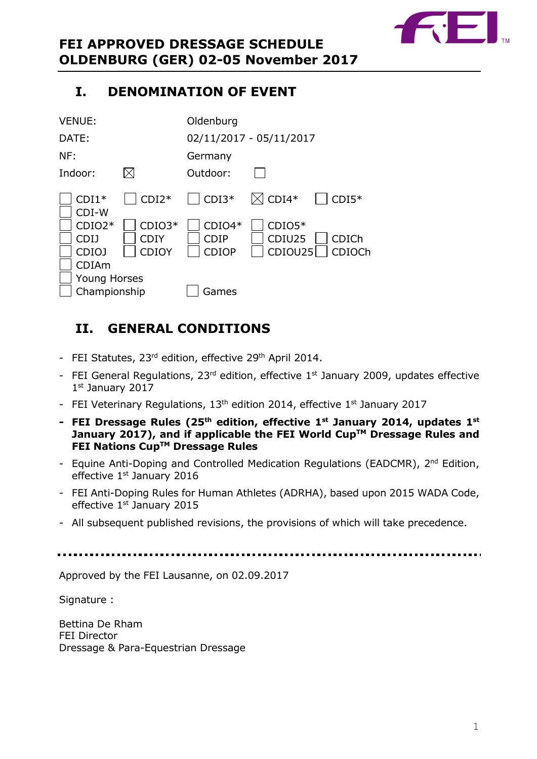# FEI APPROVED DRESSAGE SCHEDULE
# OLDENBURG (GER) 02-05 November 2017

## I. DENOMINATION OF EVENT

VENUE: Oldenburg

DATE: 02/11/2017 - 05/11/2017

NF: Germany

Indoor: ☒ Outdoor: ☐

☐ CDI1* ☐ CDI2* ☐ CDI3* ☒ CDI4* ☐ CDI5*
☐ CDI-W
☐ CDIO2* ☐ CDIO3* ☐ CDIO4* ☐ CDIO5*
☐ CDIJ ☐ CDIY ☐ CDIP ☐ CDIU25 ☐ CDICh
☐ CDIOJ ☐ CDIOY ☐ CDIOP ☐ CDIOU25 ☐ CDIOCh
☐ CDIAm
☐ Young Horses
☐ Championship ☐ Games

## II. GENERAL CONDITIONS

- FEI Statutes, 23rd edition, effective 29th April 2014.
- FEI General Regulations, 23rd edition, effective 1st January 2009, updates effective 1st January 2017
- FEI Veterinary Regulations, 13th edition 2014, effective 1st January 2017
- **FEI Dressage Rules (25th edition, effective 1st January 2014, updates 1st January 2017), and if applicable the FEI World Cup™ Dressage Rules and FEI Nations Cup™ Dressage Rules**
- Equine Anti-Doping and Controlled Medication Regulations (EADCMR), 2nd Edition, effective 1st January 2016
- FEI Anti-Doping Rules for Human Athletes (ADRHA), based upon 2015 WADA Code, effective 1st January 2015
- All subsequent published revisions, the provisions of which will take precedence.

---

Approved by the FEI Lausanne, on 02.09.2017

Signature :

Bettina De Rham
FEI Director
Dressage & Para-Equestrian Dressage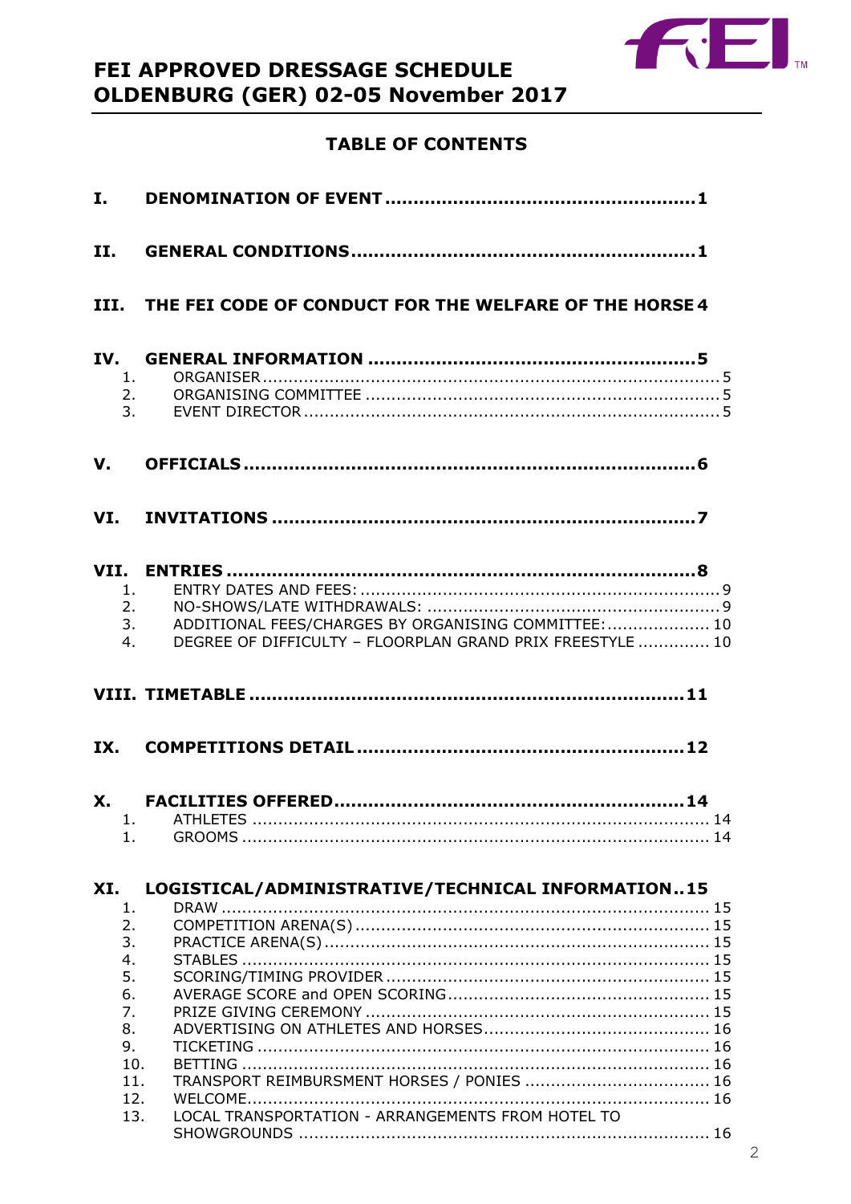# FEI APPROVED DRESSAGE SCHEDULE
# OLDENBURG (GER) 02-05 November 2017

## TABLE OF CONTENTS

**I. DENOMINATION OF EVENT** ..... **1**

**II. GENERAL CONDITIONS** ..... **1**

**III. THE FEI CODE OF CONDUCT FOR THE WELFARE OF THE HORSE** **4**

**IV. GENERAL INFORMATION** ..... **5**
1. ORGANISER ..... 5
2. ORGANISING COMMITTEE ..... 5
3. EVENT DIRECTOR ..... 5

**V. OFFICIALS** ..... **6**

**VI. INVITATIONS** ..... **7**

**VII. ENTRIES** ..... **8**
1. ENTRY DATES AND FEES: ..... 9
2. NO-SHOWS/LATE WITHDRAWALS: ..... 9
3. ADDITIONAL FEES/CHARGES BY ORGANISING COMMITTEE: ..... 10
4. DEGREE OF DIFFICULTY – FLOORPLAN GRAND PRIX FREESTYLE ..... 10

**VIII. TIMETABLE** ..... **11**

**IX. COMPETITIONS DETAIL** ..... **12**

**X. FACILITIES OFFERED** ..... **14**
1. ATHLETES ..... 14
1. GROOMS ..... 14

**XI. LOGISTICAL/ADMINISTRATIVE/TECHNICAL INFORMATION** .. **15**
1. DRAW ..... 15
2. COMPETITION ARENA(S) ..... 15
3. PRACTICE ARENA(S) ..... 15
4. STABLES ..... 15
5. SCORING/TIMING PROVIDER ..... 15
6. AVERAGE SCORE and OPEN SCORING ..... 15
7. PRIZE GIVING CEREMONY ..... 15
8. ADVERTISING ON ATHLETES AND HORSES ..... 16
9. TICKETING ..... 16
10. BETTING ..... 16
11. TRANSPORT REIMBURSMENT HORSES / PONIES ..... 16
12. WELCOME ..... 16
13. LOCAL TRANSPORTATION - ARRANGEMENTS FROM HOTEL TO SHOWGROUNDS ..... 16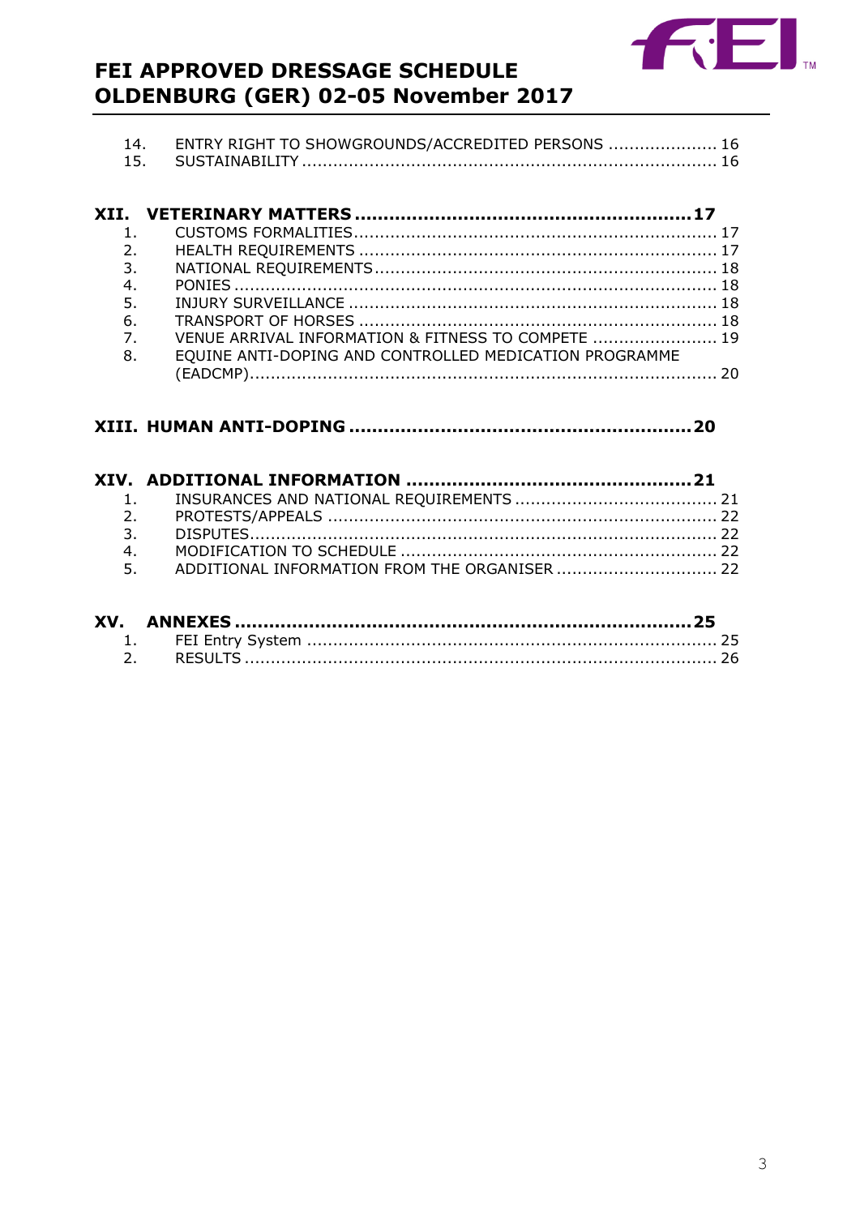14. ENTRY RIGHT TO SHOWGROUNDS/ACCREDITED PERSONS ..................... 16
15. SUSTAINABILITY ................................................................................ 16

**XII. VETERINARY MATTERS ..........................................................17**

1. CUSTOMS FORMALITIES ...................................................................... 17
2. HEALTH REQUIREMENTS ..................................................................... 17
3. NATIONAL REQUIREMENTS .................................................................. 18
4. PONIES ............................................................................................ 18
5. INJURY SURVEILLANCE ....................................................................... 18
6. TRANSPORT OF HORSES ..................................................................... 18
7. VENUE ARRIVAL INFORMATION & FITNESS TO COMPETE ........................ 19
8. EQUINE ANTI-DOPING AND CONTROLLED MEDICATION PROGRAMME (EADCMP) .......................................................................................... 20

**XIII. HUMAN ANTI-DOPING ..........................................................20**

**XIV. ADDITIONAL INFORMATION .................................................21**

1. INSURANCES AND NATIONAL REQUIREMENTS ....................................... 21
2. PROTESTS/APPEALS ........................................................................... 22
3. DISPUTES ......................................................................................... 22
4. MODIFICATION TO SCHEDULE ............................................................. 22
5. ADDITIONAL INFORMATION FROM THE ORGANISER ............................... 22

**XV. ANNEXES ..............................................................................25**

1. FEI Entry System ............................................................................... 25
2. RESULTS ........................................................................................... 26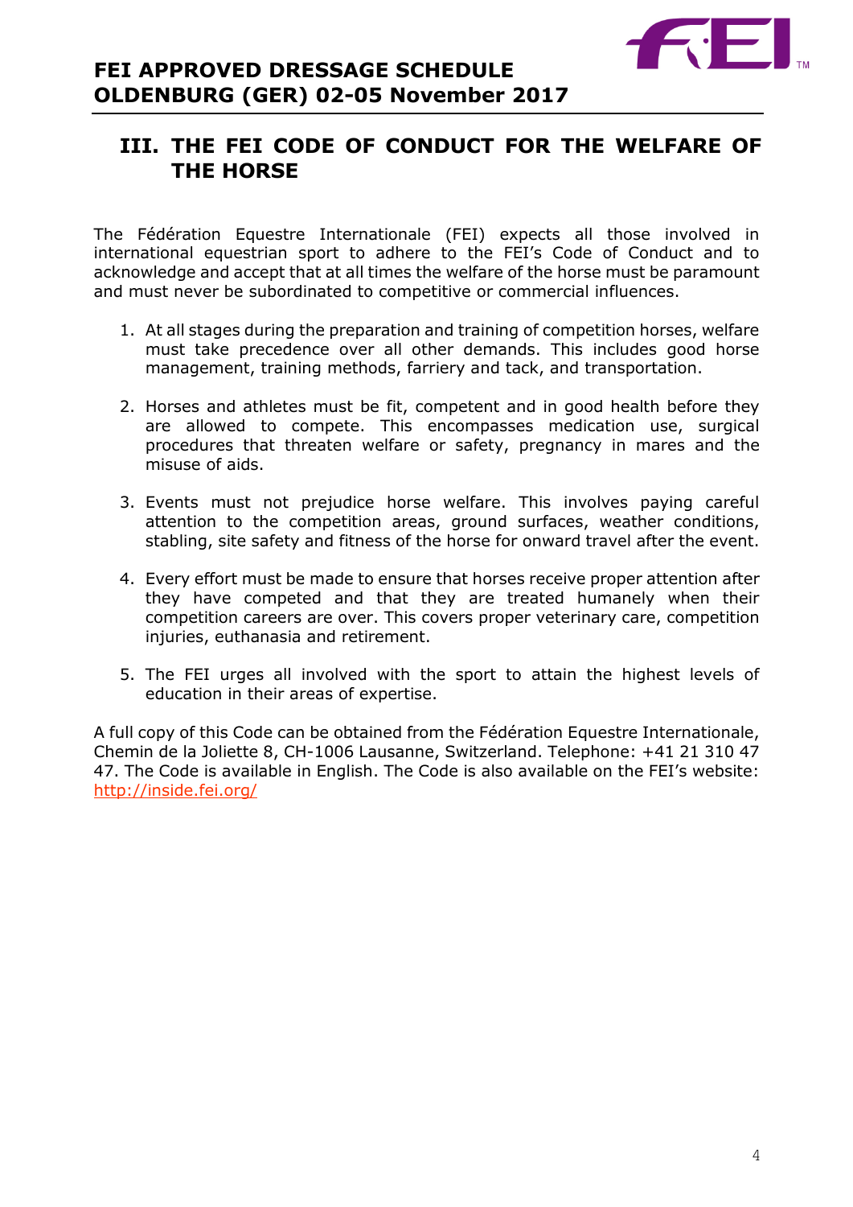## III. THE FEI CODE OF CONDUCT FOR THE WELFARE OF THE HORSE

The Fédération Equestre Internationale (FEI) expects all those involved in international equestrian sport to adhere to the FEI's Code of Conduct and to acknowledge and accept that at all times the welfare of the horse must be paramount and must never be subordinated to competitive or commercial influences.

1. At all stages during the preparation and training of competition horses, welfare must take precedence over all other demands. This includes good horse management, training methods, farriery and tack, and transportation.

2. Horses and athletes must be fit, competent and in good health before they are allowed to compete. This encompasses medication use, surgical procedures that threaten welfare or safety, pregnancy in mares and the misuse of aids.

3. Events must not prejudice horse welfare. This involves paying careful attention to the competition areas, ground surfaces, weather conditions, stabling, site safety and fitness of the horse for onward travel after the event.

4. Every effort must be made to ensure that horses receive proper attention after they have competed and that they are treated humanely when their competition careers are over. This covers proper veterinary care, competition injuries, euthanasia and retirement.

5. The FEI urges all involved with the sport to attain the highest levels of education in their areas of expertise.

A full copy of this Code can be obtained from the Fédération Equestre Internationale, Chemin de la Joliette 8, CH-1006 Lausanne, Switzerland. Telephone: +41 21 310 47 47. The Code is available in English. The Code is also available on the FEI's website: http://inside.fei.org/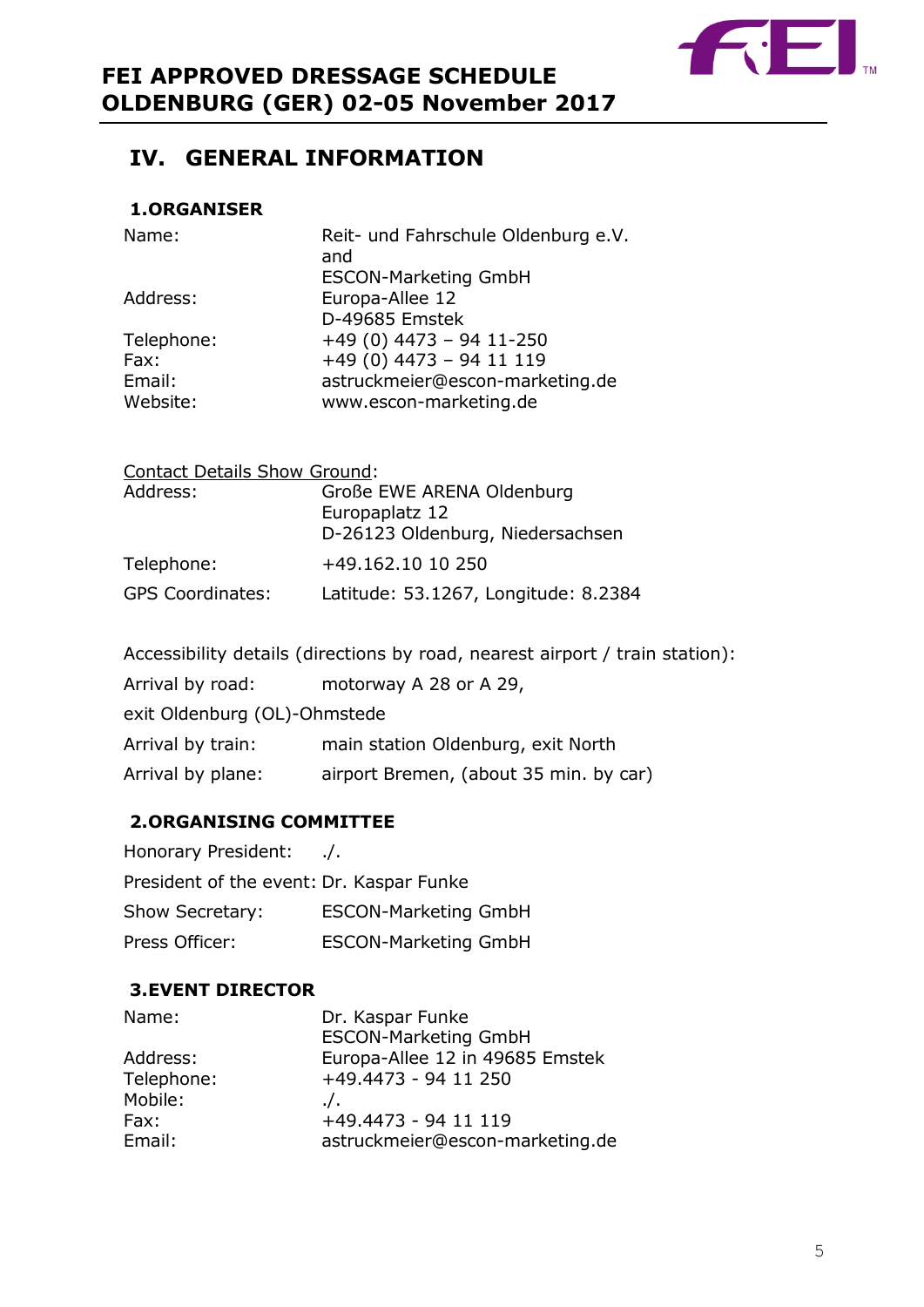## IV. GENERAL INFORMATION

### 1.ORGANISER

| | |
|---|---|
| Name: | Reit- und Fahrschule Oldenburg e.V.<br>and<br>ESCON-Marketing GmbH |
| Address: | Europa-Allee 12<br>D-49685 Emstek |
| Telephone: | +49 (0) 4473 – 94 11-250 |
| Fax: | +49 (0) 4473 – 94 11 119 |
| Email: | astruckmeier@escon-marketing.de |
| Website: | www.escon-marketing.de |

Contact Details Show Ground:

| | |
|---|---|
| Address: | Große EWE ARENA Oldenburg<br>Europaplatz 12<br>D-26123 Oldenburg, Niedersachsen |
| Telephone: | +49.162.10 10 250 |
| GPS Coordinates: | Latitude: 53.1267, Longitude: 8.2384 |

Accessibility details (directions by road, nearest airport / train station):

Arrival by road: motorway A 28 or A 29,

exit Oldenburg (OL)-Ohmstede

Arrival by train: main station Oldenburg, exit North

Arrival by plane: airport Bremen, (about 35 min. by car)

### 2.ORGANISING COMMITTEE

| | |
|---|---|
| Honorary President: | ./. |
| President of the event: | Dr. Kaspar Funke |
| Show Secretary: | ESCON-Marketing GmbH |
| Press Officer: | ESCON-Marketing GmbH |

### 3.EVENT DIRECTOR

| | |
|---|---|
| Name: | Dr. Kaspar Funke<br>ESCON-Marketing GmbH |
| Address: | Europa-Allee 12 in 49685 Emstek |
| Telephone: | +49.4473 - 94 11 250 |
| Mobile: | ./. |
| Fax: | +49.4473 - 94 11 119 |
| Email: | astruckmeier@escon-marketing.de |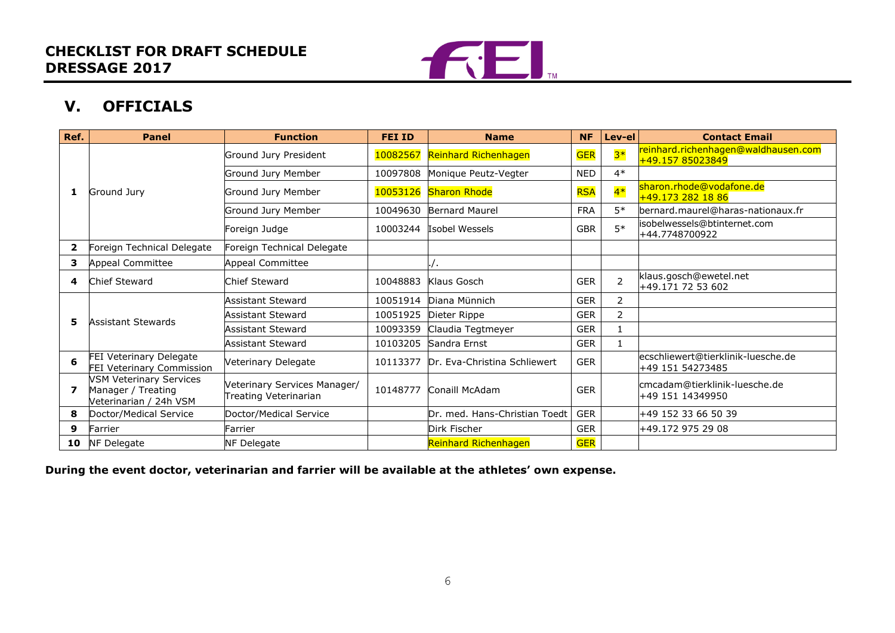## CHECKLIST FOR DRAFT SCHEDULE DRESSAGE 2017

## V. OFFICIALS

| Ref. | Panel | Function | FEI ID | Name | NF | Lev-el | Contact Email |
|---|---|---|---|---|---|---|---|
| 1 | Ground Jury | Ground Jury President | 10082567 | Reinhard Richenhagen | GER | 3* | reinhard.richenhagen@waldhausen.com +49.157 85023849 |
| | | Ground Jury Member | 10097808 | Monique Peutz-Vegter | NED | 4* | |
| | | Ground Jury Member | 10053126 | Sharon Rhode | RSA | 4* | sharon.rhode@vodafone.de +49.173 282 18 86 |
| | | Ground Jury Member | 10049630 | Bernard Maurel | FRA | 5* | bernard.maurel@haras-nationaux.fr |
| | | Foreign Judge | 10003244 | Isobel Wessels | GBR | 5* | isobelwessels@btinternet.com +44.7748700922 |
| 2 | Foreign Technical Delegate | Foreign Technical Delegate | | | | | |
| 3 | Appeal Committee | Appeal Committee | | ./. | | | |
| 4 | Chief Steward | Chief Steward | 10048883 | Klaus Gosch | GER | 2 | klaus.gosch@ewetel.net +49.171 72 53 602 |
| 5 | Assistant Stewards | Assistant Steward | 10051914 | Diana Münnich | GER | 2 | |
| | | Assistant Steward | 10051925 | Dieter Rippe | GER | 2 | |
| | | Assistant Steward | 10093359 | Claudia Tegtmeyer | GER | 1 | |
| | | Assistant Steward | 10103205 | Sandra Ernst | GER | 1 | |
| 6 | FEI Veterinary Delegate FEI Veterinary Commission | Veterinary Delegate | 10113377 | Dr. Eva-Christina Schliewert | GER | | ecschliewert@tierklinik-luesche.de +49 151 54273485 |
| 7 | VSM Veterinary Services Manager / Treating Veterinarian / 24h VSM | Veterinary Services Manager/ Treating Veterinarian | 10148777 | Conaill McAdam | GER | | cmcadam@tierklinik-luesche.de +49 151 14349950 |
| 8 | Doctor/Medical Service | Doctor/Medical Service | | Dr. med. Hans-Christian Toedt | GER | | +49 152 33 66 50 39 |
| 9 | Farrier | Farrier | | Dirk Fischer | GER | | +49.172 975 29 08 |
| 10 | NF Delegate | NF Delegate | | Reinhard Richenhagen | GER | | |

**During the event doctor, veterinarian and farrier will be available at the athletes' own expense.**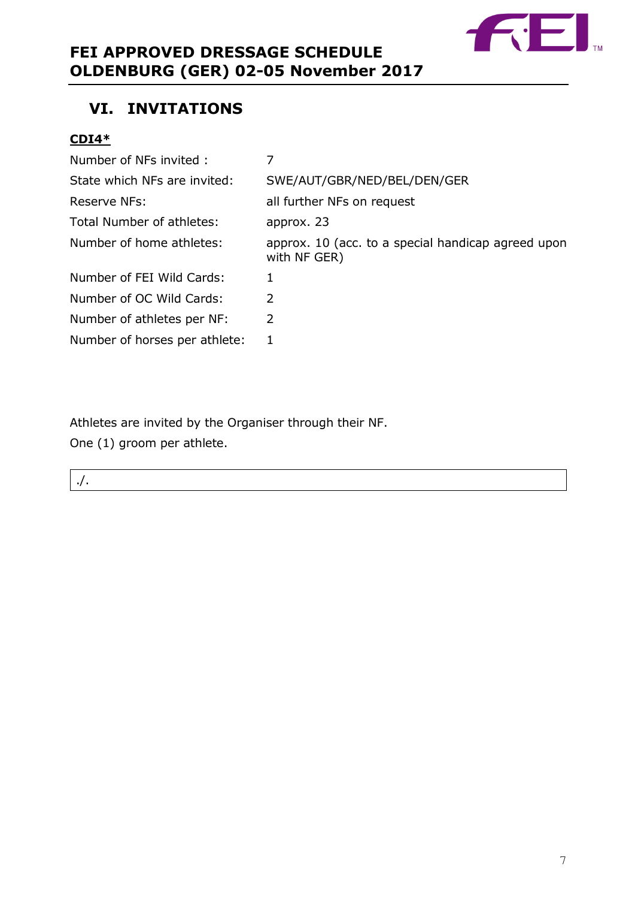## VI. INVITATIONS

**CDI4***

| | |
|---|---|
| Number of NFs invited : | 7 |
| State which NFs are invited: | SWE/AUT/GBR/NED/BEL/DEN/GER |
| Reserve NFs: | all further NFs on request |
| Total Number of athletes: | approx. 23 |
| Number of home athletes: | approx. 10 (acc. to a special handicap agreed upon with NF GER) |
| Number of FEI Wild Cards: | 1 |
| Number of OC Wild Cards: | 2 |
| Number of athletes per NF: | 2 |
| Number of horses per athlete: | 1 |

Athletes are invited by the Organiser through their NF.

One (1) groom per athlete.

./.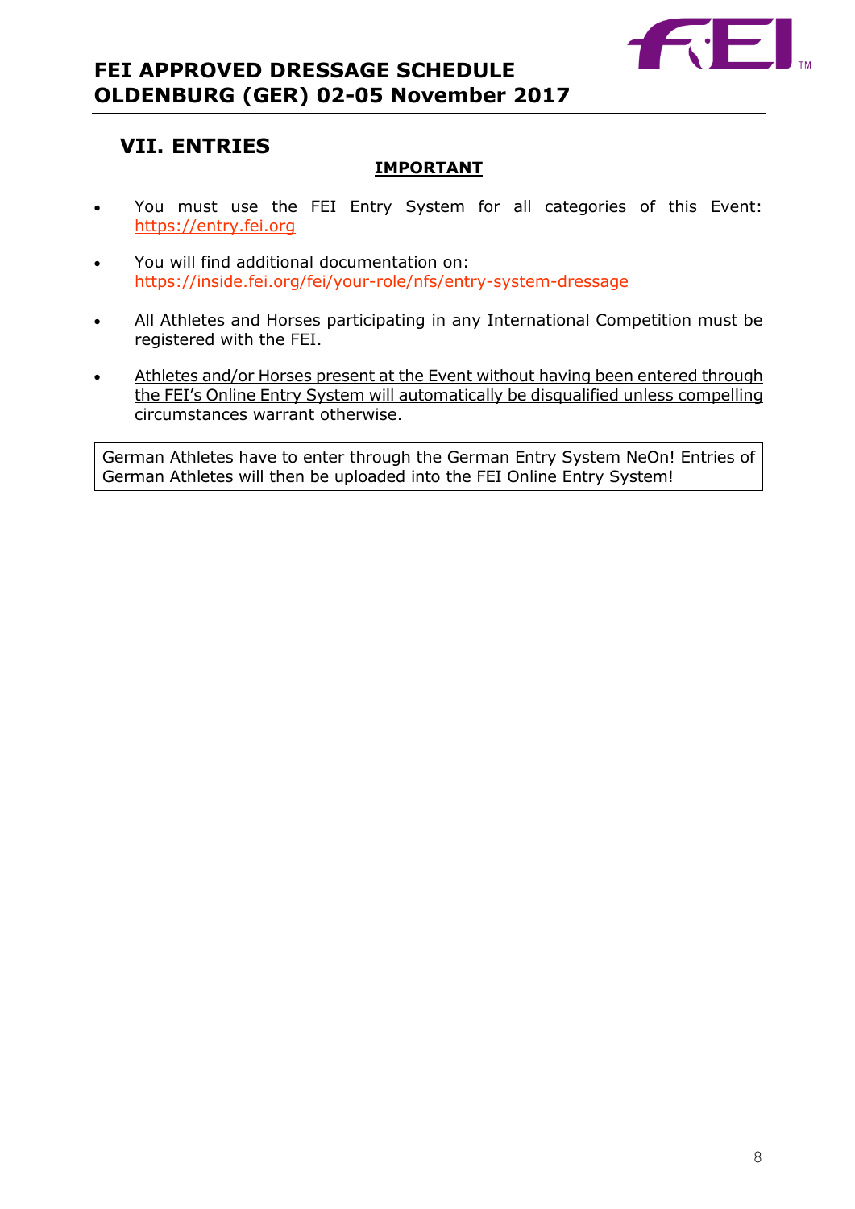## VII. ENTRIES

**IMPORTANT**

- You must use the FEI Entry System for all categories of this Event: https://entry.fei.org
- You will find additional documentation on: https://inside.fei.org/fei/your-role/nfs/entry-system-dressage
- All Athletes and Horses participating in any International Competition must be registered with the FEI.
- Athletes and/or Horses present at the Event without having been entered through the FEI's Online Entry System will automatically be disqualified unless compelling circumstances warrant otherwise.

German Athletes have to enter through the German Entry System NeOn! Entries of German Athletes will then be uploaded into the FEI Online Entry System!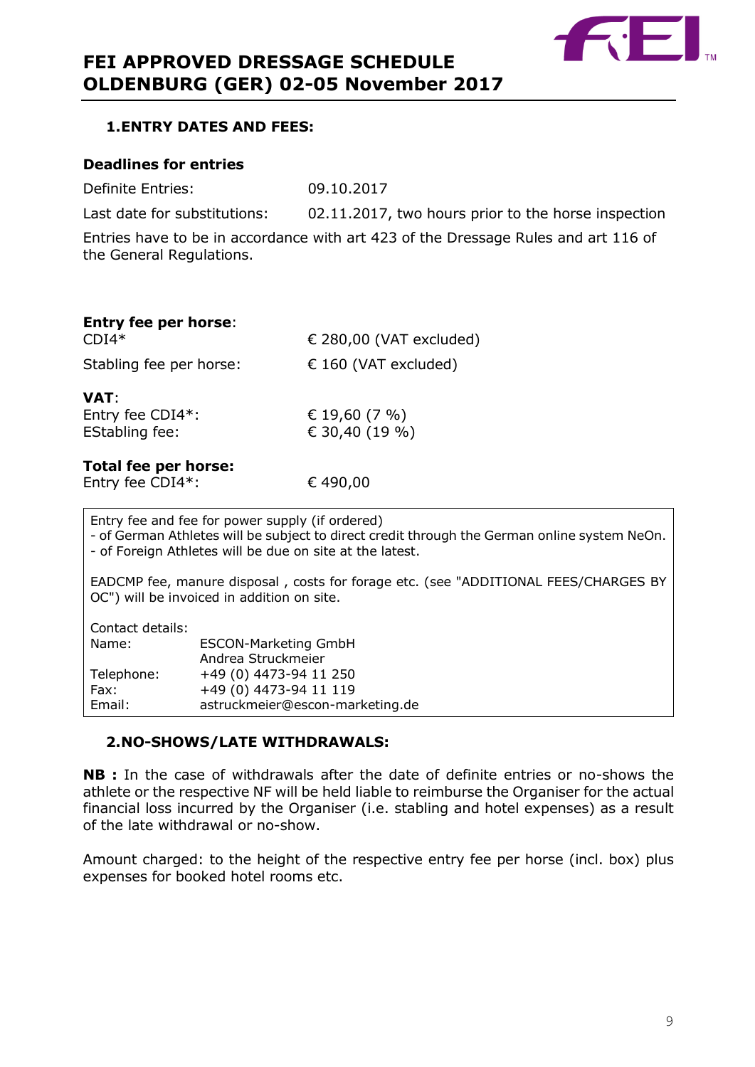# FEI APPROVED DRESSAGE SCHEDULE OLDENBURG (GER) 02-05 November 2017

## 1. ENTRY DATES AND FEES:

**Deadlines for entries**

Definite Entries: 09.10.2017

Last date for substitutions: 02.11.2017, two hours prior to the horse inspection

Entries have to be in accordance with art 423 of the Dressage Rules and art 116 of the General Regulations.

**Entry fee per horse**:
CDI4* € 280,00 (VAT excluded)

Stabling fee per horse: € 160 (VAT excluded)

**VAT**:
Entry fee CDI4*: € 19,60 (7 %)
EStabling fee: € 30,40 (19 %)

**Total fee per horse:**
Entry fee CDI4*: € 490,00

Entry fee and fee for power supply (if ordered)
- of German Athletes will be subject to direct credit through the German online system NeOn.
- of Foreign Athletes will be due on site at the latest.

EADCMP fee, manure disposal , costs for forage etc. (see "ADDITIONAL FEES/CHARGES BY OC") will be invoiced in addition on site.

Contact details:

| | |
|---|---|
| Name: | ESCON-Marketing GmbH<br>Andrea Struckmeier |
| Telephone: | +49 (0) 4473-94 11 250 |
| Fax: | +49 (0) 4473-94 11 119 |
| Email: | astruckmeier@escon-marketing.de |

## 2. NO-SHOWS/LATE WITHDRAWALS:

**NB :** In the case of withdrawals after the date of definite entries or no-shows the athlete or the respective NF will be held liable to reimburse the Organiser for the actual financial loss incurred by the Organiser (i.e. stabling and hotel expenses) as a result of the late withdrawal or no-show.

Amount charged: to the height of the respective entry fee per horse (incl. box) plus expenses for booked hotel rooms etc.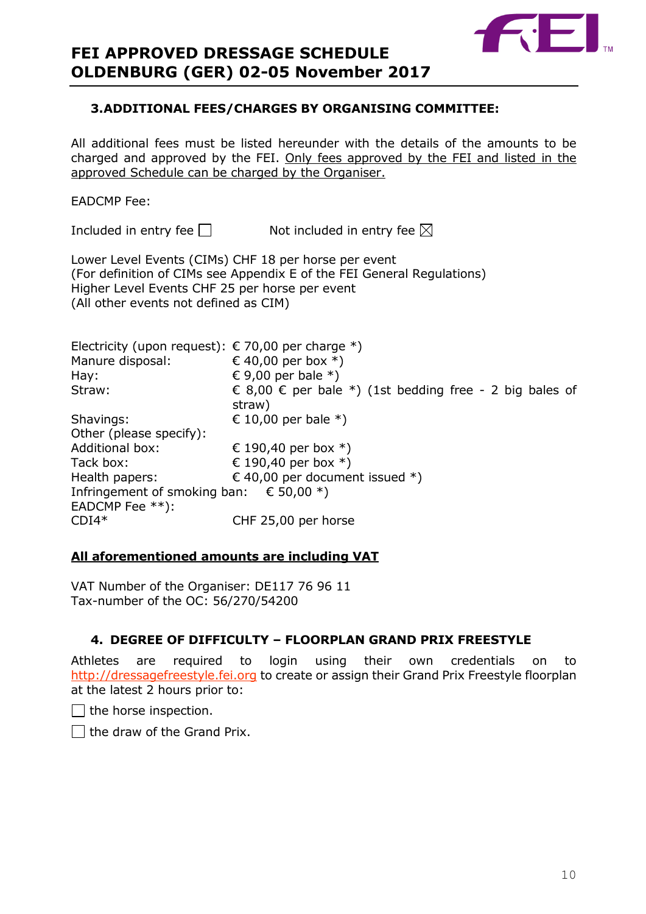### 3. ADDITIONAL FEES/CHARGES BY ORGANISING COMMITTEE:

All additional fees must be listed hereunder with the details of the amounts to be charged and approved by the FEI. Only fees approved by the FEI and listed in the approved Schedule can be charged by the Organiser.

EADCMP Fee:

Included in entry fee ☐ Not included in entry fee ☒

Lower Level Events (CIMs) CHF 18 per horse per event
(For definition of CIMs see Appendix E of the FEI General Regulations)
Higher Level Events CHF 25 per horse per event
(All other events not defined as CIM)

| | |
|---|---|
| Electricity (upon request): | € 70,00 per charge *) |
| Manure disposal: | € 40,00 per box *) |
| Hay: | € 9,00 per bale *) |
| Straw: | € 8,00 € per bale *) (1st bedding free - 2 big bales of straw) |
| Shavings: | € 10,00 per bale *) |
| Other (please specify): | |
| Additional box: | € 190,40 per box *) |
| Tack box: | € 190,40 per box *) |
| Health papers: | € 40,00 per document issued *) |
| Infringement of smoking ban: | € 50,00 *) |
| EADCMP Fee **): | |
| CDI4* | CHF 25,00 per horse |

**All aforementioned amounts are including VAT**

VAT Number of the Organiser: DE117 76 96 11
Tax-number of the OC: 56/270/54200

### 4. DEGREE OF DIFFICULTY – FLOORPLAN GRAND PRIX FREESTYLE

Athletes are required to login using their own credentials on to http://dressagefreestyle.fei.org to create or assign their Grand Prix Freestyle floorplan at the latest 2 hours prior to:

☐ the horse inspection.

☐ the draw of the Grand Prix.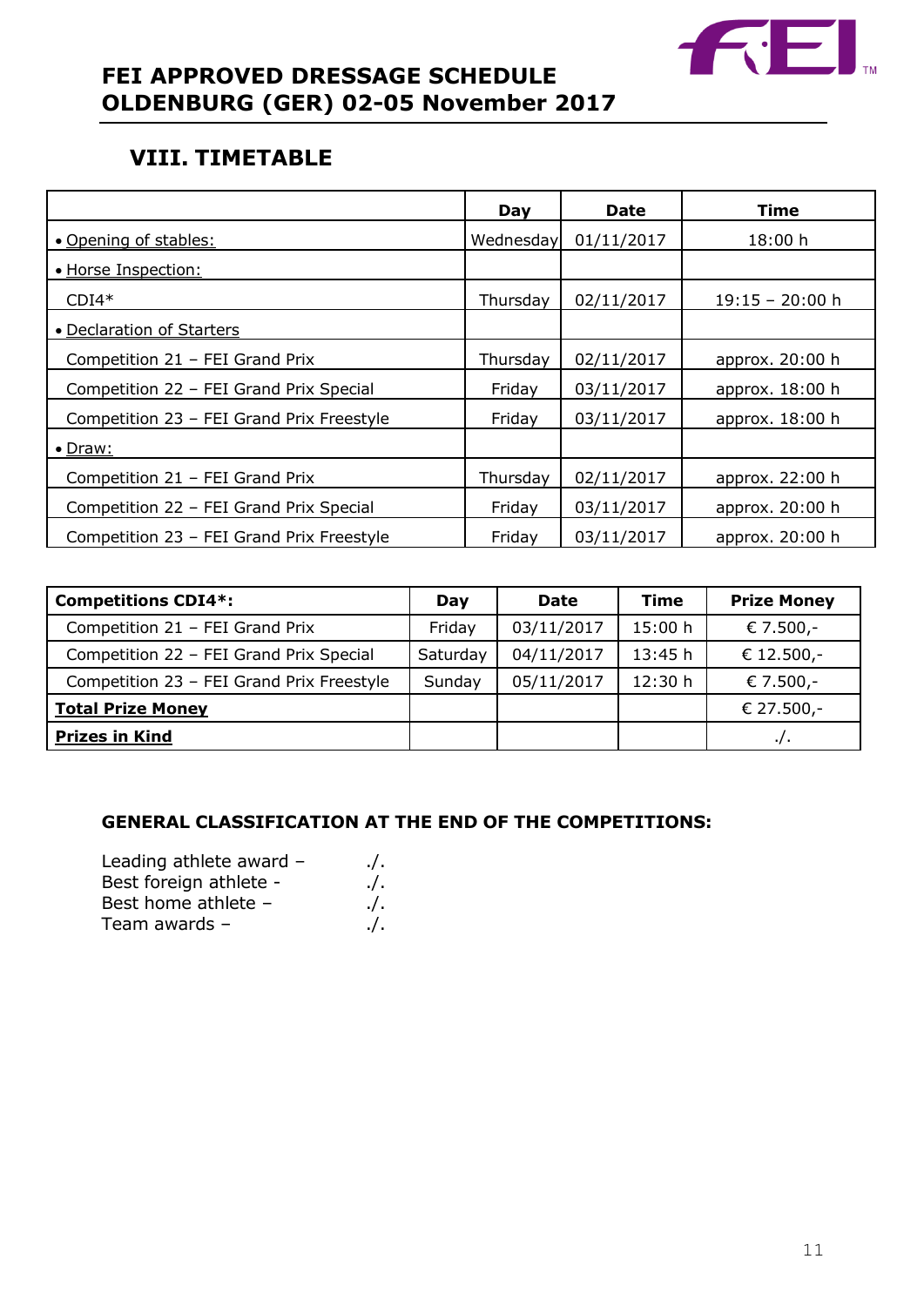## VIII. TIMETABLE

| | Day | Date | Time |
|---|---|---|---|
| • Opening of stables: | Wednesday | 01/11/2017 | 18:00 h |
| • Horse Inspection: | | | |
| CDI4* | Thursday | 02/11/2017 | 19:15 – 20:00 h |
| • Declaration of Starters | | | |
| Competition 21 – FEI Grand Prix | Thursday | 02/11/2017 | approx. 20:00 h |
| Competition 22 – FEI Grand Prix Special | Friday | 03/11/2017 | approx. 18:00 h |
| Competition 23 – FEI Grand Prix Freestyle | Friday | 03/11/2017 | approx. 18:00 h |
| • Draw: | | | |
| Competition 21 – FEI Grand Prix | Thursday | 02/11/2017 | approx. 22:00 h |
| Competition 22 – FEI Grand Prix Special | Friday | 03/11/2017 | approx. 20:00 h |
| Competition 23 – FEI Grand Prix Freestyle | Friday | 03/11/2017 | approx. 20:00 h |

| **Competitions CDI4*:** | Day | Date | Time | Prize Money |
|---|---|---|---|---|
| Competition 21 – FEI Grand Prix | Friday | 03/11/2017 | 15:00 h | € 7.500,- |
| Competition 22 – FEI Grand Prix Special | Saturday | 04/11/2017 | 13:45 h | € 12.500,- |
| Competition 23 – FEI Grand Prix Freestyle | Sunday | 05/11/2017 | 12:30 h | € 7.500,- |
| **Total Prize Money** | | | | € 27.500,- |
| **Prizes in Kind** | | | | ./. |

**GENERAL CLASSIFICATION AT THE END OF THE COMPETITIONS:**

Leading athlete award – ./.
Best foreign athlete - ./.
Best home athlete – ./.
Team awards – ./.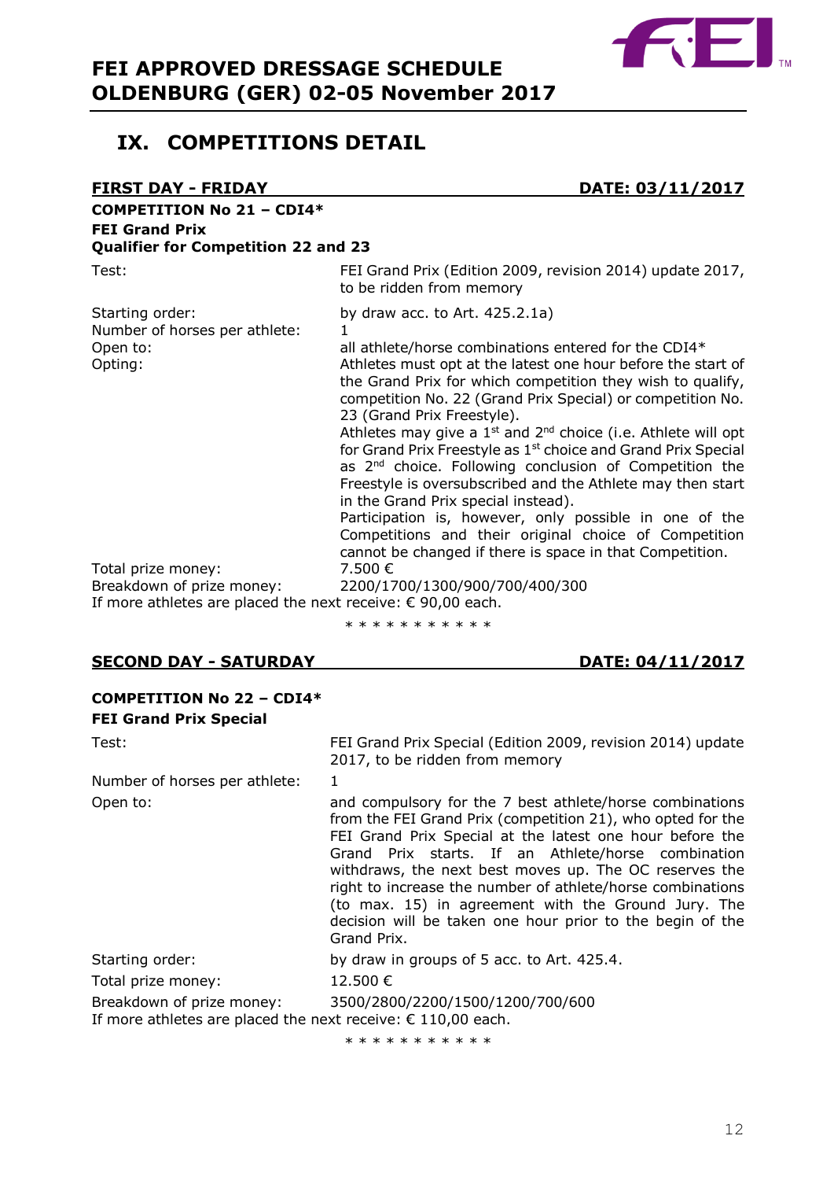## IX. COMPETITIONS DETAIL

**FIRST DAY - FRIDAY** **DATE: 03/11/2017**

**COMPETITION No 21 – CDI4\***
**FEI Grand Prix**
**Qualifier for Competition 22 and 23**

| | |
|---|---|
| Test: | FEI Grand Prix (Edition 2009, revision 2014) update 2017, to be ridden from memory |
| Starting order: | by draw acc. to Art. 425.2.1a) |
| Number of horses per athlete: | 1 |
| Open to: | all athlete/horse combinations entered for the CDI4* |
| Opting: | Athletes must opt at the latest one hour before the start of the Grand Prix for which competition they wish to qualify, competition No. 22 (Grand Prix Special) or competition No. 23 (Grand Prix Freestyle). Athletes may give a 1st and 2nd choice (i.e. Athlete will opt for Grand Prix Freestyle as 1st choice and Grand Prix Special as 2nd choice. Following conclusion of Competition the Freestyle is oversubscribed and the Athlete may then start in the Grand Prix special instead). Participation is, however, only possible in one of the Competitions and their original choice of Competition cannot be changed if there is space in that Competition. |
| Total prize money: | 7.500 € |
| Breakdown of prize money: | 2200/1700/1300/900/700/400/300 |

If more athletes are placed the next receive: € 90,00 each.

* * * * * * * * * * *

**SECOND DAY - SATURDAY** **DATE: 04/11/2017**

**COMPETITION No 22 – CDI4\***
**FEI Grand Prix Special**

| | |
|---|---|
| Test: | FEI Grand Prix Special (Edition 2009, revision 2014) update 2017, to be ridden from memory |
| Number of horses per athlete: | 1 |
| Open to: | and compulsory for the 7 best athlete/horse combinations from the FEI Grand Prix (competition 21), who opted for the FEI Grand Prix Special at the latest one hour before the Grand Prix starts. If an Athlete/horse combination withdraws, the next best moves up. The OC reserves the right to increase the number of athlete/horse combinations (to max. 15) in agreement with the Ground Jury. The decision will be taken one hour prior to the begin of the Grand Prix. |
| Starting order: | by draw in groups of 5 acc. to Art. 425.4. |
| Total prize money: | 12.500 € |
| Breakdown of prize money: | 3500/2800/2200/1500/1200/700/600 |

If more athletes are placed the next receive: € 110,00 each.

* * * * * * * * * * *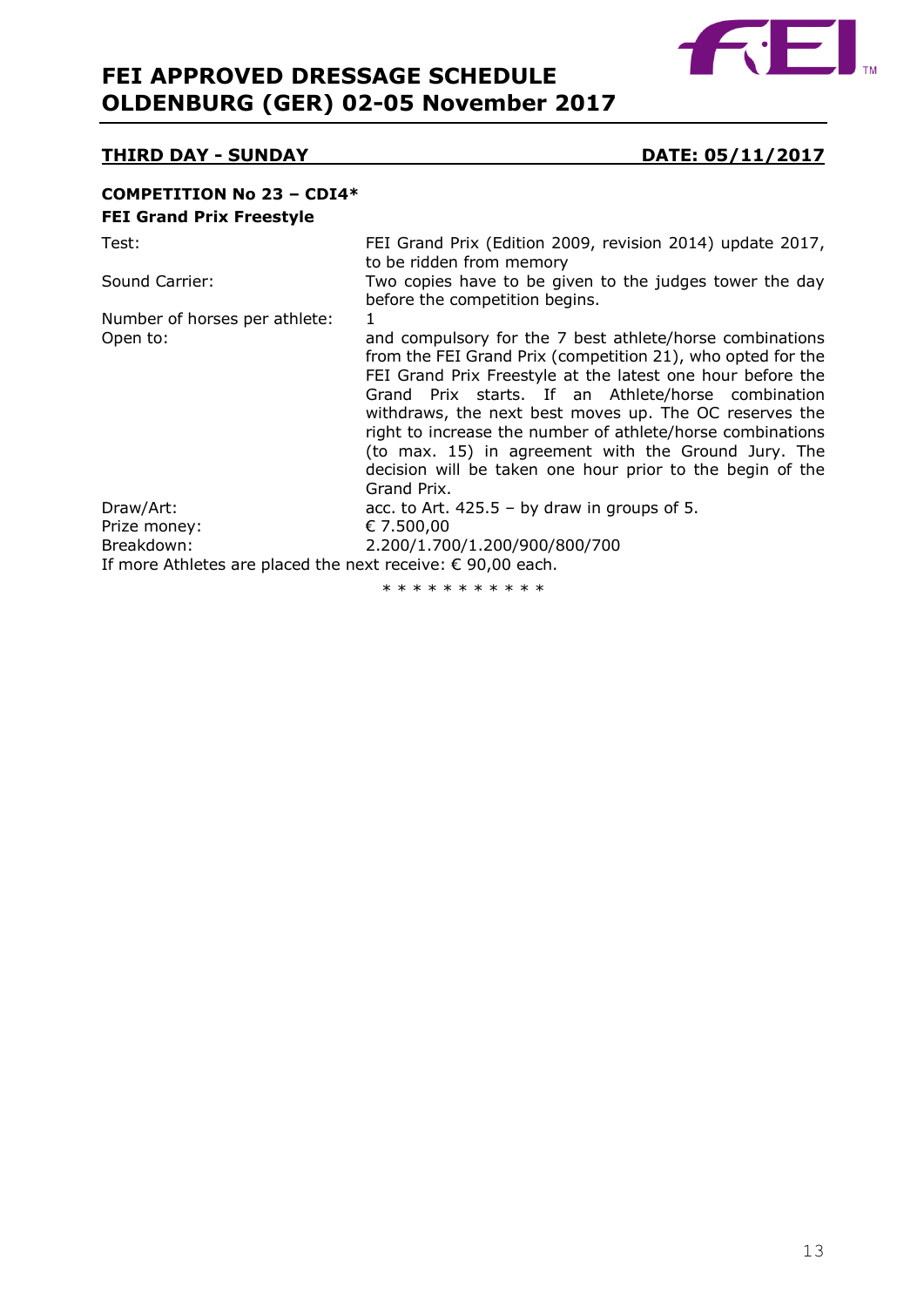**THIRD DAY - SUNDAY** **DATE: 05/11/2017**

**COMPETITION No 23 – CDI4***
**FEI Grand Prix Freestyle**

| | |
|---|---|
| Test: | FEI Grand Prix (Edition 2009, revision 2014) update 2017, to be ridden from memory |
| Sound Carrier: | Two copies have to be given to the judges tower the day before the competition begins. |
| Number of horses per athlete: | 1 |
| Open to: | and compulsory for the 7 best athlete/horse combinations from the FEI Grand Prix (competition 21), who opted for the FEI Grand Prix Freestyle at the latest one hour before the Grand Prix starts. If an Athlete/horse combination withdraws, the next best moves up. The OC reserves the right to increase the number of athlete/horse combinations (to max. 15) in agreement with the Ground Jury. The decision will be taken one hour prior to the begin of the Grand Prix. |
| Draw/Art: | acc. to Art. 425.5 – by draw in groups of 5. |
| Prize money: | € 7.500,00 |
| Breakdown: | 2.200/1.700/1.200/900/800/700 |

If more Athletes are placed the next receive: € 90,00 each.

* * * * * * * * * * *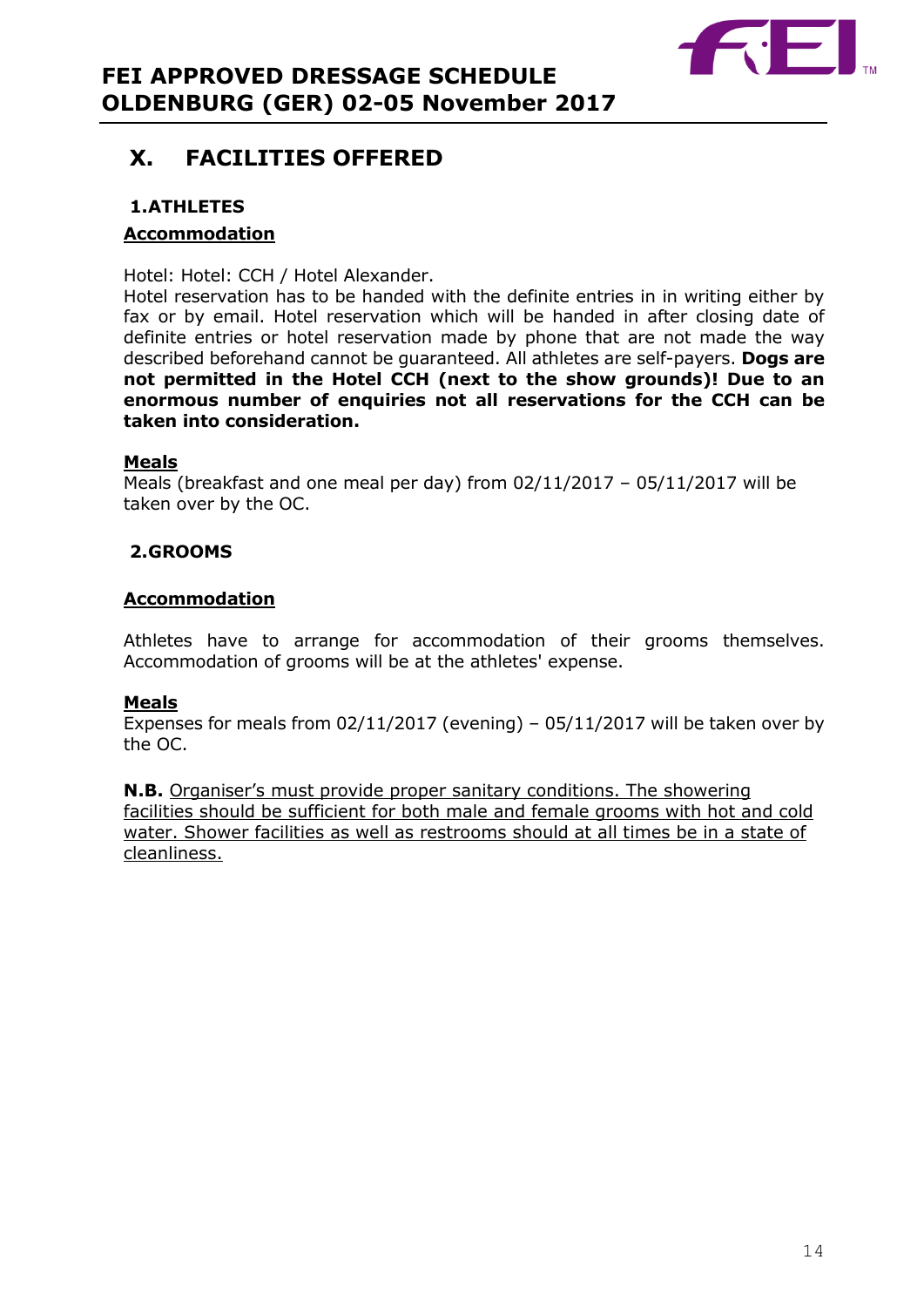# X. FACILITIES OFFERED

## 1. ATHLETES

### Accommodation

Hotel: Hotel: CCH / Hotel Alexander.

Hotel reservation has to be handed with the definite entries in in writing either by fax or by email. Hotel reservation which will be handed in after closing date of definite entries or hotel reservation made by phone that are not made the way described beforehand cannot be guaranteed. All athletes are self-payers. **Dogs are not permitted in the Hotel CCH (next to the show grounds)! Due to an enormous number of enquiries not all reservations for the CCH can be taken into consideration.**

### Meals

Meals (breakfast and one meal per day) from 02/11/2017 – 05/11/2017 will be taken over by the OC.

## 2. GROOMS

### Accommodation

Athletes have to arrange for accommodation of their grooms themselves. Accommodation of grooms will be at the athletes' expense.

### Meals

Expenses for meals from 02/11/2017 (evening) – 05/11/2017 will be taken over by the OC.

**N.B.** Organiser's must provide proper sanitary conditions. The showering facilities should be sufficient for both male and female grooms with hot and cold water. Shower facilities as well as restrooms should at all times be in a state of cleanliness.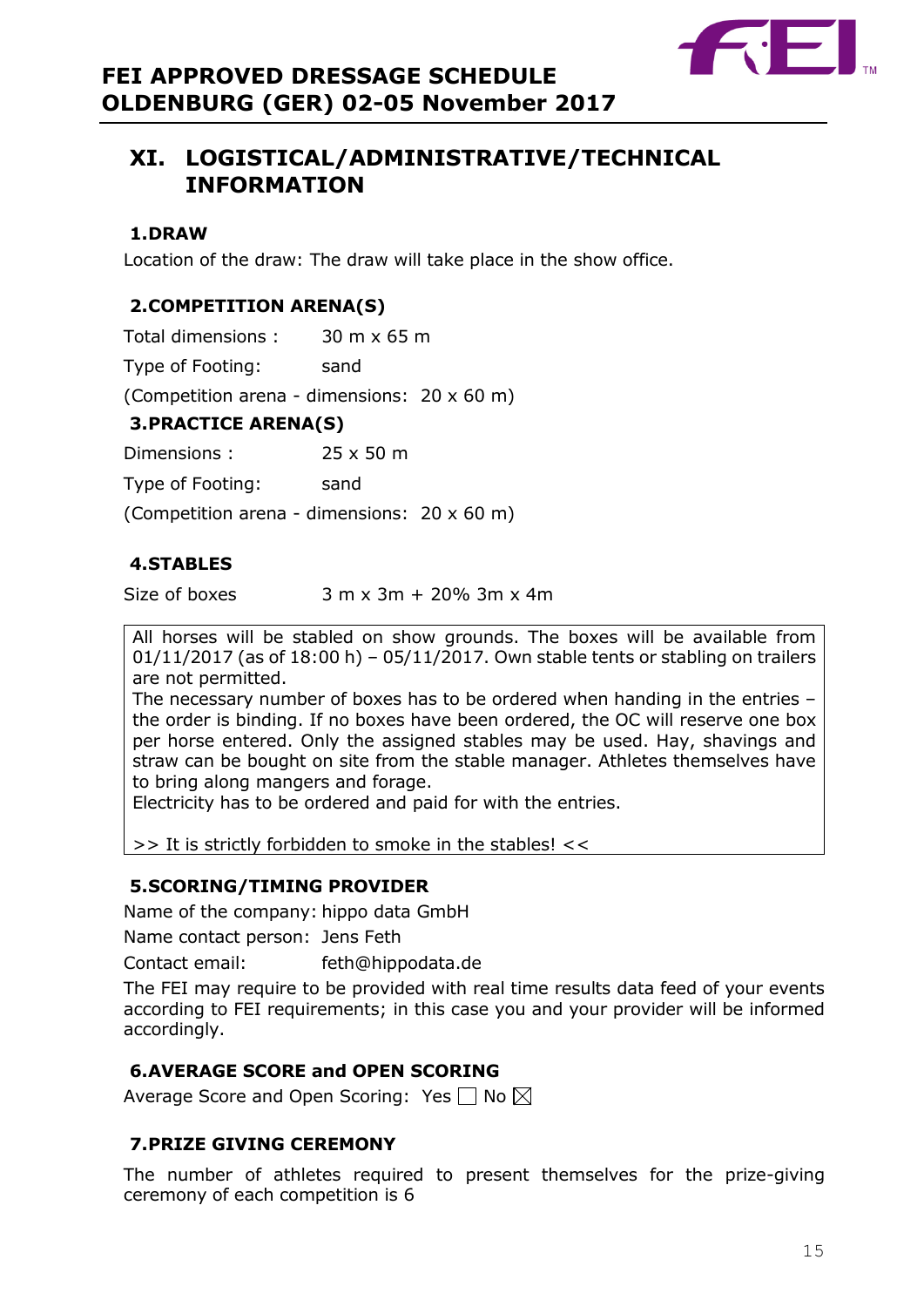# XI. LOGISTICAL/ADMINISTRATIVE/TECHNICAL INFORMATION

## 1.DRAW

Location of the draw: The draw will take place in the show office.

## 2.COMPETITION ARENA(S)

Total dimensions : 30 m x 65 m

Type of Footing: sand

(Competition arena - dimensions: 20 x 60 m)

## 3.PRACTICE ARENA(S)

Dimensions : 25 x 50 m

Type of Footing: sand

(Competition arena - dimensions: 20 x 60 m)

## 4.STABLES

Size of boxes 3 m x 3m + 20% 3m x 4m

All horses will be stabled on show grounds. The boxes will be available from 01/11/2017 (as of 18:00 h) – 05/11/2017. Own stable tents or stabling on trailers are not permitted.
The necessary number of boxes has to be ordered when handing in the entries – the order is binding. If no boxes have been ordered, the OC will reserve one box per horse entered. Only the assigned stables may be used. Hay, shavings and straw can be bought on site from the stable manager. Athletes themselves have to bring along mangers and forage.
Electricity has to be ordered and paid for with the entries.

>> It is strictly forbidden to smoke in the stables! <<

## 5.SCORING/TIMING PROVIDER

Name of the company: hippo data GmbH

Name contact person: Jens Feth

Contact email: feth@hippodata.de

The FEI may require to be provided with real time results data feed of your events according to FEI requirements; in this case you and your provider will be informed accordingly.

## 6.AVERAGE SCORE and OPEN SCORING

Average Score and Open Scoring: Yes ☐ No ☒

## 7.PRIZE GIVING CEREMONY

The number of athletes required to present themselves for the prize-giving ceremony of each competition is 6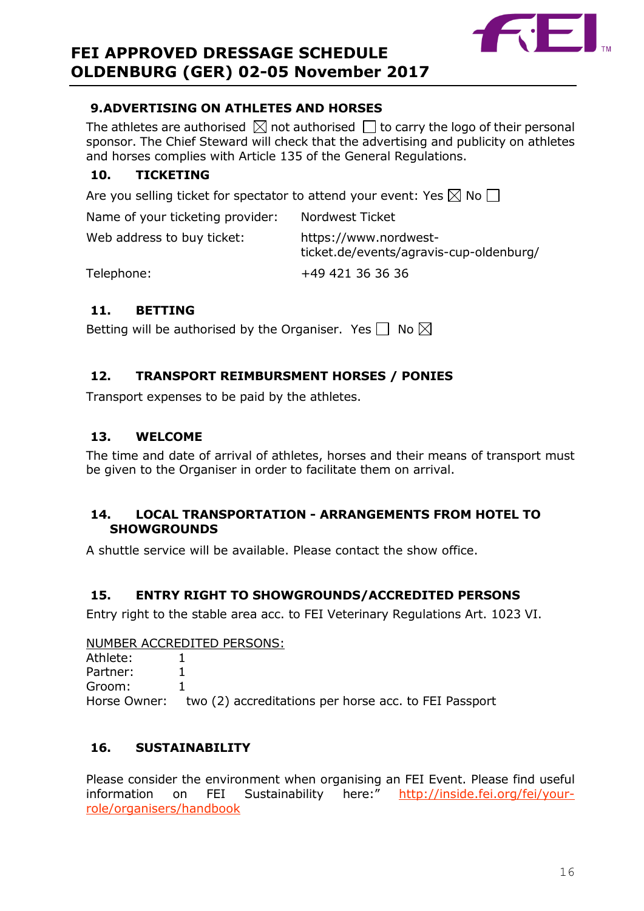## 9. ADVERTISING ON ATHLETES AND HORSES

The athletes are authorised ☒ not authorised ☐ to carry the logo of their personal sponsor. The Chief Steward will check that the advertising and publicity on athletes and horses complies with Article 135 of the General Regulations.

## 10. TICKETING

Are you selling ticket for spectator to attend your event: Yes ☒ No ☐

| | |
|---|---|
| Name of your ticketing provider: | Nordwest Ticket |
| Web address to buy ticket: | https://www.nordwest-ticket.de/events/agravis-cup-oldenburg/ |
| Telephone: | +49 421 36 36 36 |

## 11. BETTING

Betting will be authorised by the Organiser. Yes ☐ No ☒

## 12. TRANSPORT REIMBURSMENT HORSES / PONIES

Transport expenses to be paid by the athletes.

## 13. WELCOME

The time and date of arrival of athletes, horses and their means of transport must be given to the Organiser in order to facilitate them on arrival.

## 14. LOCAL TRANSPORTATION - ARRANGEMENTS FROM HOTEL TO SHOWGROUNDS

A shuttle service will be available. Please contact the show office.

## 15. ENTRY RIGHT TO SHOWGROUNDS/ACCREDITED PERSONS

Entry right to the stable area acc. to FEI Veterinary Regulations Art. 1023 VI.

NUMBER ACCREDITED PERSONS:

Athlete: 1
Partner: 1
Groom: 1
Horse Owner: two (2) accreditations per horse acc. to FEI Passport

## 16. SUSTAINABILITY

Please consider the environment when organising an FEI Event. Please find useful information on FEI Sustainability here:" http://inside.fei.org/fei/your-role/organisers/handbook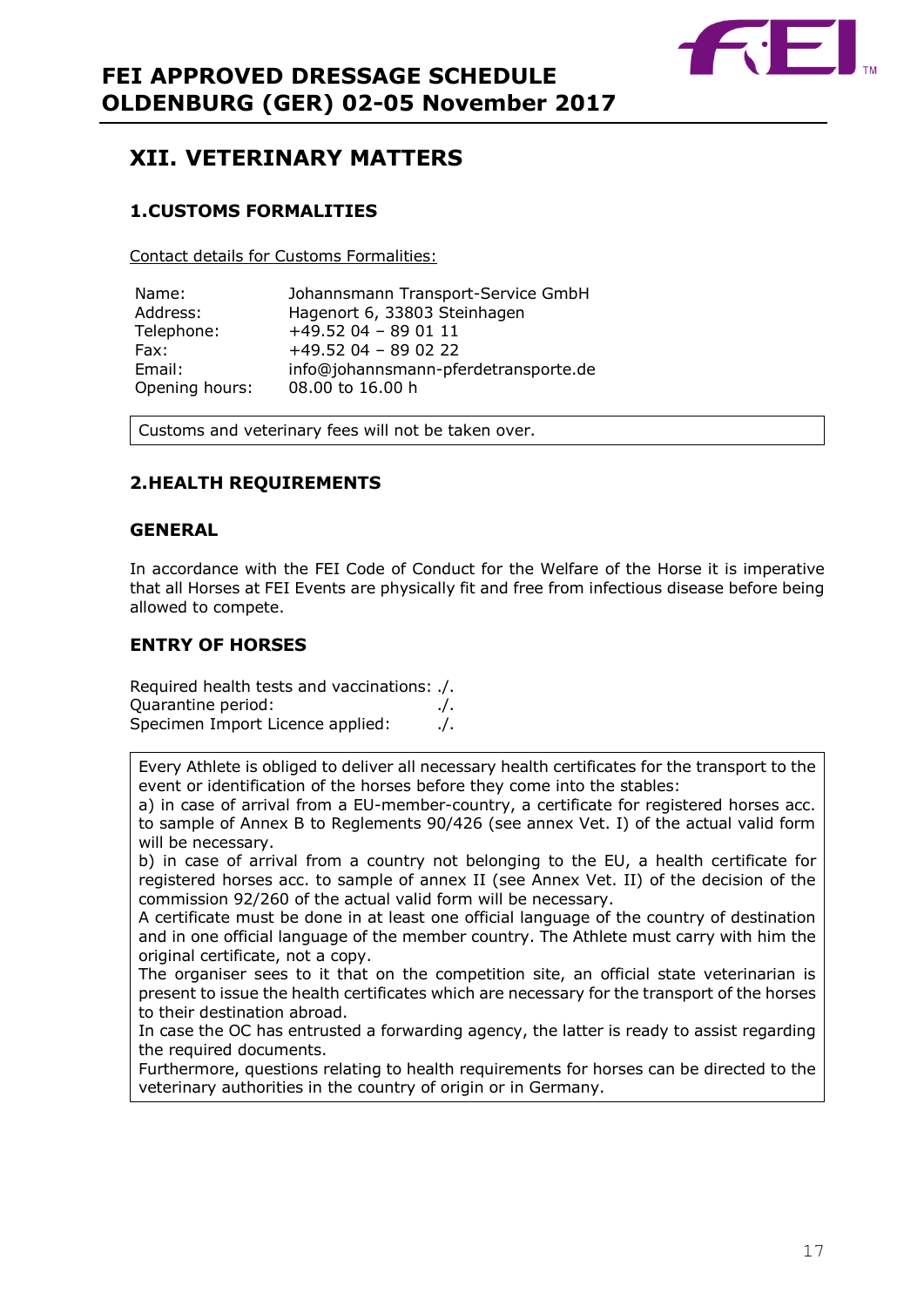# XII. VETERINARY MATTERS

## 1.CUSTOMS FORMALITIES

Contact details for Customs Formalities:

| | |
|---|---|
| Name: | Johannsmann Transport-Service GmbH |
| Address: | Hagenort 6, 33803 Steinhagen |
| Telephone: | +49.52 04 – 89 01 11 |
| Fax: | +49.52 04 – 89 02 22 |
| Email: | info@johannsmann-pferdetransporte.de |
| Opening hours: | 08.00 to 16.00 h |

Customs and veterinary fees will not be taken over.

## 2.HEALTH REQUIREMENTS

### GENERAL

In accordance with the FEI Code of Conduct for the Welfare of the Horse it is imperative that all Horses at FEI Events are physically fit and free from infectious disease before being allowed to compete.

### ENTRY OF HORSES

Required health tests and vaccinations: ./.
Quarantine period: ./.
Specimen Import Licence applied: ./.

Every Athlete is obliged to deliver all necessary health certificates for the transport to the event or identification of the horses before they come into the stables:

a) in case of arrival from a EU-member-country, a certificate for registered horses acc. to sample of Annex B to Reglements 90/426 (see annex Vet. I) of the actual valid form will be necessary.

b) in case of arrival from a country not belonging to the EU, a health certificate for registered horses acc. to sample of annex II (see Annex Vet. II) of the decision of the commission 92/260 of the actual valid form will be necessary.

A certificate must be done in at least one official language of the country of destination and in one official language of the member country. The Athlete must carry with him the original certificate, not a copy.

The organiser sees to it that on the competition site, an official state veterinarian is present to issue the health certificates which are necessary for the transport of the horses to their destination abroad.

In case the OC has entrusted a forwarding agency, the latter is ready to assist regarding the required documents.

Furthermore, questions relating to health requirements for horses can be directed to the veterinary authorities in the country of origin or in Germany.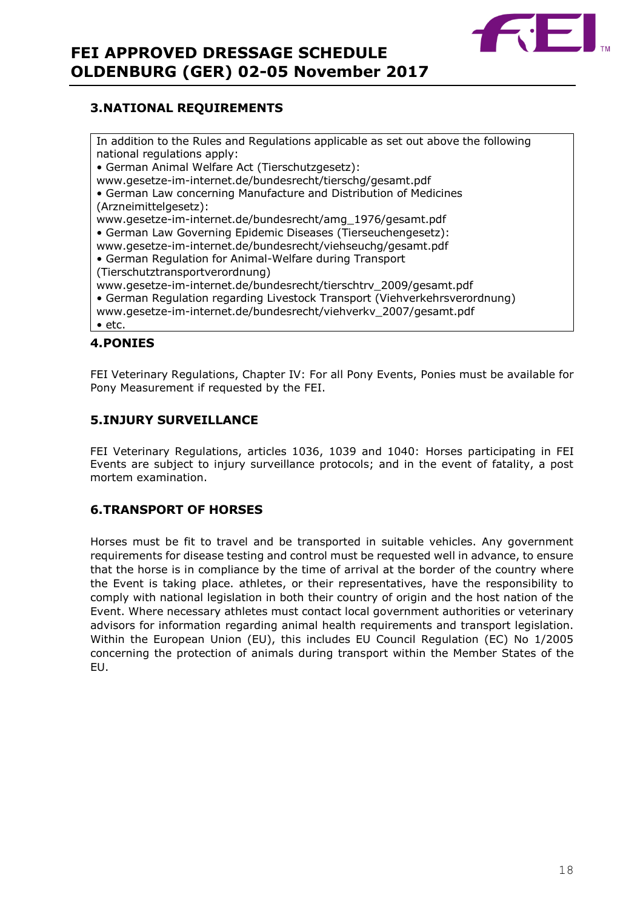### 3.NATIONAL REQUIREMENTS

In addition to the Rules and Regulations applicable as set out above the following national regulations apply:

- German Animal Welfare Act (Tierschutzgesetz): www.gesetze-im-internet.de/bundesrecht/tierschg/gesamt.pdf
- German Law concerning Manufacture and Distribution of Medicines (Arzneimittelgesetz): www.gesetze-im-internet.de/bundesrecht/amg_1976/gesamt.pdf
- German Law Governing Epidemic Diseases (Tierseuchengesetz): www.gesetze-im-internet.de/bundesrecht/viehseuchg/gesamt.pdf
- German Regulation for Animal-Welfare during Transport (Tierschutztransportverordnung) www.gesetze-im-internet.de/bundesrecht/tierschtrv_2009/gesamt.pdf
- German Regulation regarding Livestock Transport (Viehverkehrsverordnung) www.gesetze-im-internet.de/bundesrecht/viehverkv_2007/gesamt.pdf
- etc.

### 4.PONIES

FEI Veterinary Regulations, Chapter IV: For all Pony Events, Ponies must be available for Pony Measurement if requested by the FEI.

### 5.INJURY SURVEILLANCE

FEI Veterinary Regulations, articles 1036, 1039 and 1040: Horses participating in FEI Events are subject to injury surveillance protocols; and in the event of fatality, a post mortem examination.

### 6.TRANSPORT OF HORSES

Horses must be fit to travel and be transported in suitable vehicles. Any government requirements for disease testing and control must be requested well in advance, to ensure that the horse is in compliance by the time of arrival at the border of the country where the Event is taking place. athletes, or their representatives, have the responsibility to comply with national legislation in both their country of origin and the host nation of the Event. Where necessary athletes must contact local government authorities or veterinary advisors for information regarding animal health requirements and transport legislation. Within the European Union (EU), this includes EU Council Regulation (EC) No 1/2005 concerning the protection of animals during transport within the Member States of the EU.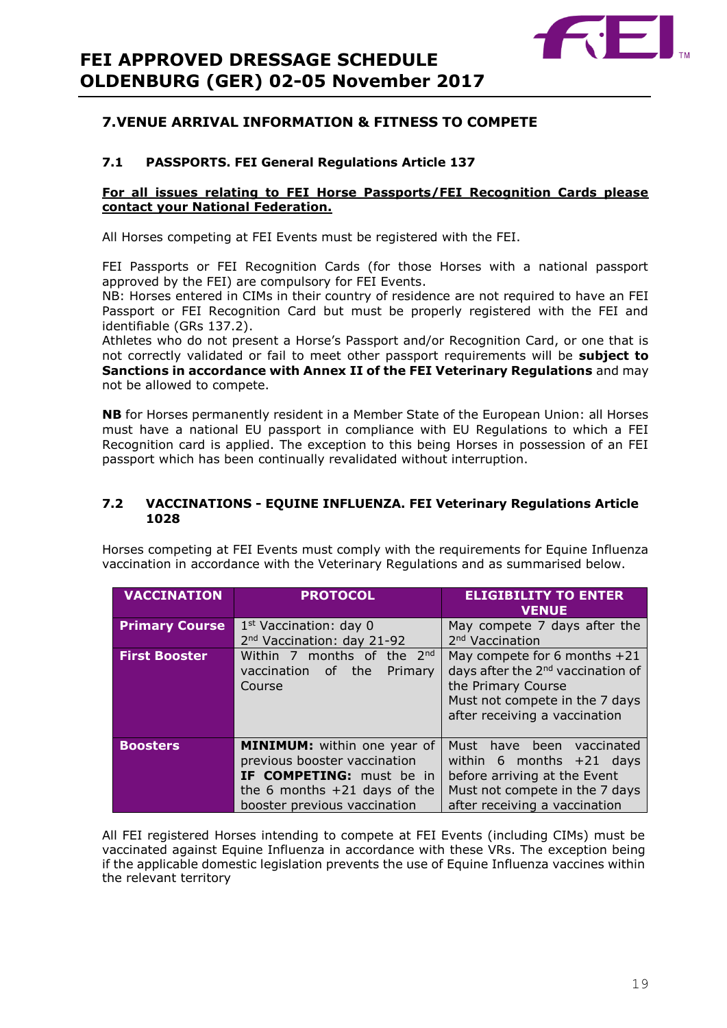## 7. VENUE ARRIVAL INFORMATION & FITNESS TO COMPETE

### 7.1 PASSPORTS. FEI General Regulations Article 137

**For all issues relating to FEI Horse Passports/FEI Recognition Cards please contact your National Federation.**

All Horses competing at FEI Events must be registered with the FEI.

FEI Passports or FEI Recognition Cards (for those Horses with a national passport approved by the FEI) are compulsory for FEI Events.
NB: Horses entered in CIMs in their country of residence are not required to have an FEI Passport or FEI Recognition Card but must be properly registered with the FEI and identifiable (GRs 137.2).
Athletes who do not present a Horse's Passport and/or Recognition Card, or one that is not correctly validated or fail to meet other passport requirements will be **subject to Sanctions in accordance with Annex II of the FEI Veterinary Regulations** and may not be allowed to compete.

**NB** for Horses permanently resident in a Member State of the European Union: all Horses must have a national EU passport in compliance with EU Regulations to which a FEI Recognition card is applied. The exception to this being Horses in possession of an FEI passport which has been continually revalidated without interruption.

### 7.2 VACCINATIONS - EQUINE INFLUENZA. FEI Veterinary Regulations Article 1028

Horses competing at FEI Events must comply with the requirements for Equine Influenza vaccination in accordance with the Veterinary Regulations and as summarised below.

| VACCINATION | PROTOCOL | ELIGIBILITY TO ENTER VENUE |
|---|---|---|
| **Primary Course** | 1st Vaccination: day 0<br>2nd Vaccination: day 21-92 | May compete 7 days after the 2nd Vaccination |
| **First Booster** | Within 7 months of the 2nd vaccination of the Primary Course | May compete for 6 months +21 days after the 2nd vaccination of the Primary Course<br>Must not compete in the 7 days after receiving a vaccination |
| **Boosters** | **MINIMUM:** within one year of previous booster vaccination<br>**IF COMPETING:** must be in the 6 months +21 days of the booster previous vaccination | Must have been vaccinated within 6 months +21 days before arriving at the Event<br>Must not compete in the 7 days after receiving a vaccination |

All FEI registered Horses intending to compete at FEI Events (including CIMs) must be vaccinated against Equine Influenza in accordance with these VRs. The exception being if the applicable domestic legislation prevents the use of Equine Influenza vaccines within the relevant territory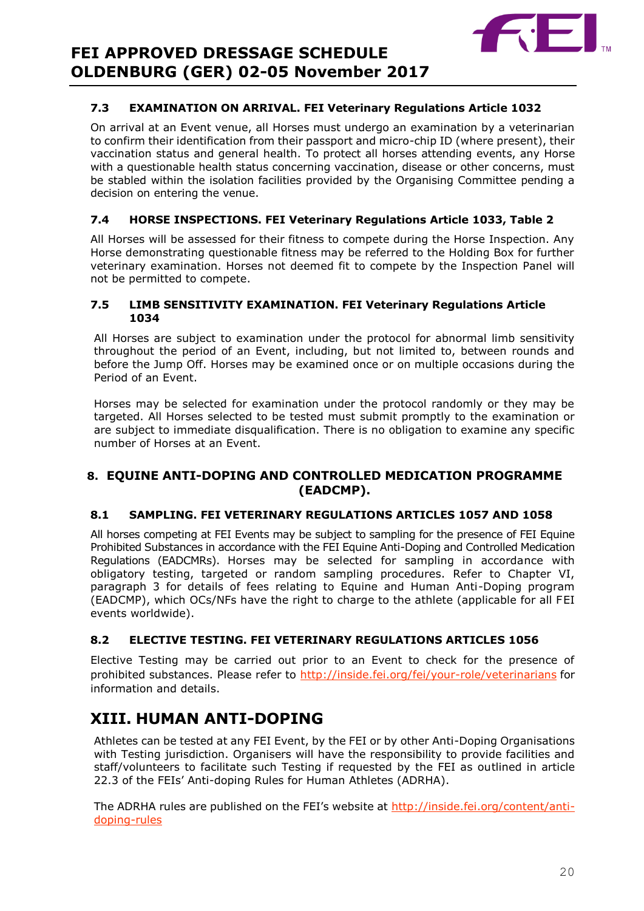### 7.3 EXAMINATION ON ARRIVAL. FEI Veterinary Regulations Article 1032

On arrival at an Event venue, all Horses must undergo an examination by a veterinarian to confirm their identification from their passport and micro-chip ID (where present), their vaccination status and general health. To protect all horses attending events, any Horse with a questionable health status concerning vaccination, disease or other concerns, must be stabled within the isolation facilities provided by the Organising Committee pending a decision on entering the venue.

### 7.4 HORSE INSPECTIONS. FEI Veterinary Regulations Article 1033, Table 2

All Horses will be assessed for their fitness to compete during the Horse Inspection. Any Horse demonstrating questionable fitness may be referred to the Holding Box for further veterinary examination. Horses not deemed fit to compete by the Inspection Panel will not be permitted to compete.

### 7.5 LIMB SENSITIVITY EXAMINATION. FEI Veterinary Regulations Article 1034

All Horses are subject to examination under the protocol for abnormal limb sensitivity throughout the period of an Event, including, but not limited to, between rounds and before the Jump Off. Horses may be examined once or on multiple occasions during the Period of an Event.

Horses may be selected for examination under the protocol randomly or they may be targeted. All Horses selected to be tested must submit promptly to the examination or are subject to immediate disqualification. There is no obligation to examine any specific number of Horses at an Event.

## 8. EQUINE ANTI-DOPING AND CONTROLLED MEDICATION PROGRAMME (EADCMP).

### 8.1 SAMPLING. FEI VETERINARY REGULATIONS ARTICLES 1057 AND 1058

All horses competing at FEI Events may be subject to sampling for the presence of FEI Equine Prohibited Substances in accordance with the FEI Equine Anti-Doping and Controlled Medication Regulations (EADCMRs). Horses may be selected for sampling in accordance with obligatory testing, targeted or random sampling procedures. Refer to Chapter VI, paragraph 3 for details of fees relating to Equine and Human Anti-Doping program (EADCMP), which OCs/NFs have the right to charge to the athlete (applicable for all FEI events worldwide).

### 8.2 ELECTIVE TESTING. FEI VETERINARY REGULATIONS ARTICLES 1056

Elective Testing may be carried out prior to an Event to check for the presence of prohibited substances. Please refer to http://inside.fei.org/fei/your-role/veterinarians for information and details.

# XIII. HUMAN ANTI-DOPING

Athletes can be tested at any FEI Event, by the FEI or by other Anti-Doping Organisations with Testing jurisdiction. Organisers will have the responsibility to provide facilities and staff/volunteers to facilitate such Testing if requested by the FEI as outlined in article 22.3 of the FEIs' Anti-doping Rules for Human Athletes (ADRHA).

The ADRHA rules are published on the FEI's website at http://inside.fei.org/content/anti-doping-rules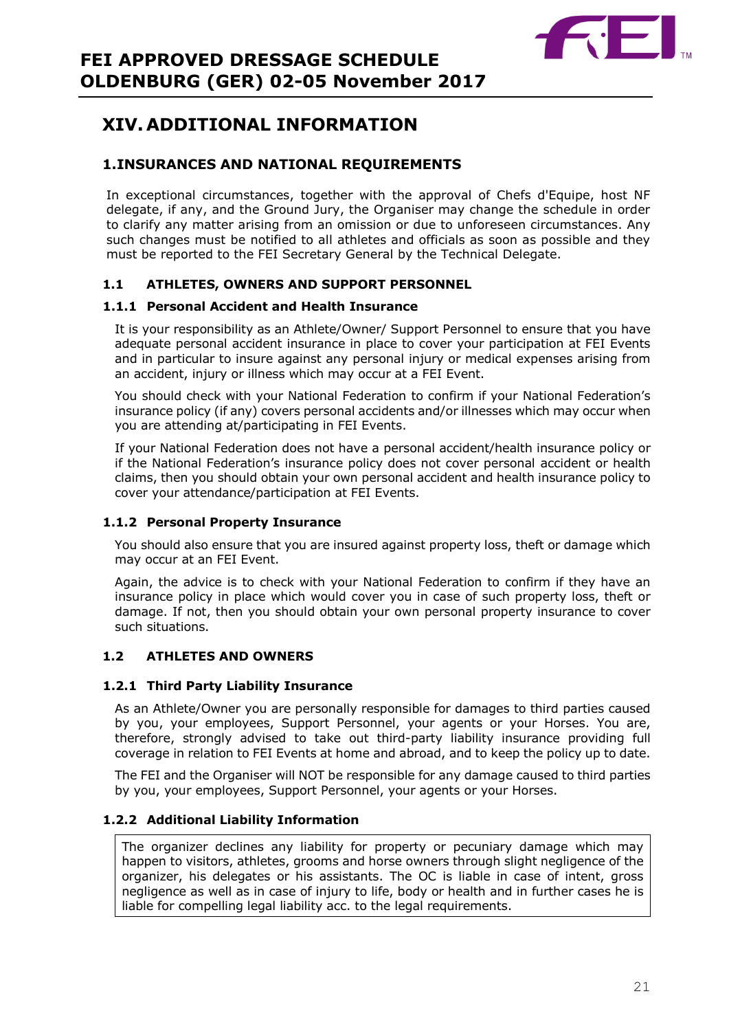# XIV. ADDITIONAL INFORMATION

## 1. INSURANCES AND NATIONAL REQUIREMENTS

In exceptional circumstances, together with the approval of Chefs d'Equipe, host NF delegate, if any, and the Ground Jury, the Organiser may change the schedule in order to clarify any matter arising from an omission or due to unforeseen circumstances. Any such changes must be notified to all athletes and officials as soon as possible and they must be reported to the FEI Secretary General by the Technical Delegate.

### 1.1 ATHLETES, OWNERS AND SUPPORT PERSONNEL

#### 1.1.1 Personal Accident and Health Insurance

It is your responsibility as an Athlete/Owner/ Support Personnel to ensure that you have adequate personal accident insurance in place to cover your participation at FEI Events and in particular to insure against any personal injury or medical expenses arising from an accident, injury or illness which may occur at a FEI Event.

You should check with your National Federation to confirm if your National Federation's insurance policy (if any) covers personal accidents and/or illnesses which may occur when you are attending at/participating in FEI Events.

If your National Federation does not have a personal accident/health insurance policy or if the National Federation's insurance policy does not cover personal accident or health claims, then you should obtain your own personal accident and health insurance policy to cover your attendance/participation at FEI Events.

#### 1.1.2 Personal Property Insurance

You should also ensure that you are insured against property loss, theft or damage which may occur at an FEI Event.

Again, the advice is to check with your National Federation to confirm if they have an insurance policy in place which would cover you in case of such property loss, theft or damage. If not, then you should obtain your own personal property insurance to cover such situations.

### 1.2 ATHLETES AND OWNERS

#### 1.2.1 Third Party Liability Insurance

As an Athlete/Owner you are personally responsible for damages to third parties caused by you, your employees, Support Personnel, your agents or your Horses. You are, therefore, strongly advised to take out third-party liability insurance providing full coverage in relation to FEI Events at home and abroad, and to keep the policy up to date.

The FEI and the Organiser will NOT be responsible for any damage caused to third parties by you, your employees, Support Personnel, your agents or your Horses.

#### 1.2.2 Additional Liability Information

The organizer declines any liability for property or pecuniary damage which may happen to visitors, athletes, grooms and horse owners through slight negligence of the organizer, his delegates or his assistants. The OC is liable in case of intent, gross negligence as well as in case of injury to life, body or health and in further cases he is liable for compelling legal liability acc. to the legal requirements.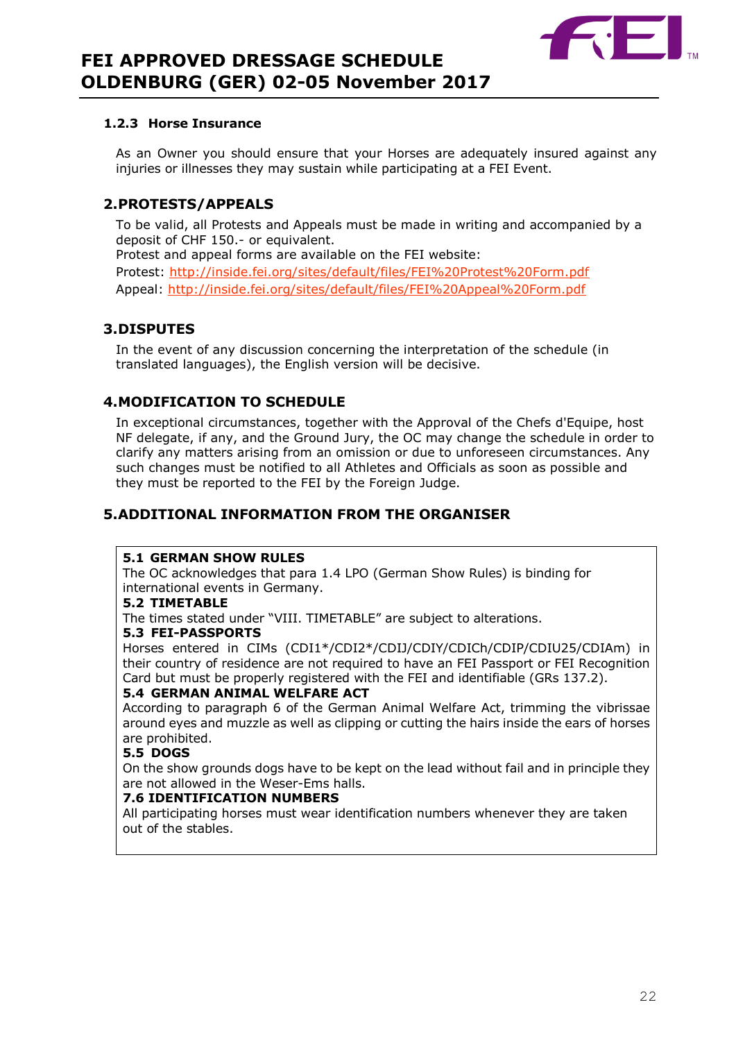### 1.2.3 Horse Insurance

As an Owner you should ensure that your Horses are adequately insured against any injuries or illnesses they may sustain while participating at a FEI Event.

## 2. PROTESTS/APPEALS

To be valid, all Protests and Appeals must be made in writing and accompanied by a deposit of CHF 150.- or equivalent.

Protest and appeal forms are available on the FEI website:

Protest: http://inside.fei.org/sites/default/files/FEI%20Protest%20Form.pdf

Appeal: http://inside.fei.org/sites/default/files/FEI%20Appeal%20Form.pdf

## 3. DISPUTES

In the event of any discussion concerning the interpretation of the schedule (in translated languages), the English version will be decisive.

## 4. MODIFICATION TO SCHEDULE

In exceptional circumstances, together with the Approval of the Chefs d'Equipe, host NF delegate, if any, and the Ground Jury, the OC may change the schedule in order to clarify any matters arising from an omission or due to unforeseen circumstances. Any such changes must be notified to all Athletes and Officials as soon as possible and they must be reported to the FEI by the Foreign Judge.

## 5. ADDITIONAL INFORMATION FROM THE ORGANISER

**5.1 GERMAN SHOW RULES**
The OC acknowledges that para 1.4 LPO (German Show Rules) is binding for international events in Germany.

**5.2 TIMETABLE**
The times stated under "VIII. TIMETABLE" are subject to alterations.

**5.3 FEI-PASSPORTS**
Horses entered in CIMs (CDI1*/CDI2*/CDIJ/CDIY/CDICh/CDIP/CDIU25/CDIAm) in their country of residence are not required to have an FEI Passport or FEI Recognition Card but must be properly registered with the FEI and identifiable (GRs 137.2).

**5.4 GERMAN ANIMAL WELFARE ACT**
According to paragraph 6 of the German Animal Welfare Act, trimming the vibrissae around eyes and muzzle as well as clipping or cutting the hairs inside the ears of horses are prohibited.

**5.5 DOGS**
On the show grounds dogs have to be kept on the lead without fail and in principle they are not allowed in the Weser-Ems halls.

**7.6 IDENTIFICATION NUMBERS**
All participating horses must wear identification numbers whenever they are taken out of the stables.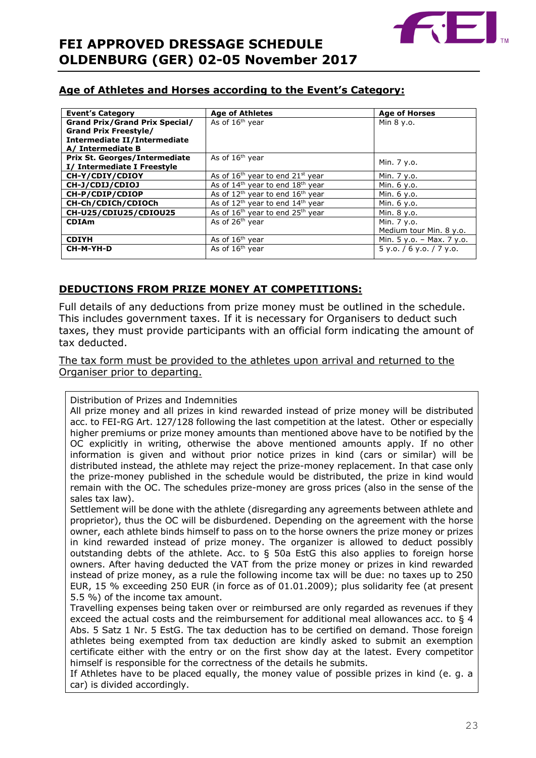## Age of Athletes and Horses according to the Event's Category:

| Event's Category | Age of Athletes | Age of Horses |
|---|---|---|
| **Grand Prix/Grand Prix Special/ Grand Prix Freestyle/ Intermediate II/Intermediate A/ Intermediate B** | As of 16th year | Min 8 y.o. |
| **Prix St. Georges/Intermediate I/ Intermediate I Freestyle** | As of 16th year | Min. 7 y.o. |
| **CH-Y/CDIY/CDIOY** | As of 16th year to end 21st year | Min. 7 y.o. |
| **CH-J/CDIJ/CDIOJ** | As of 14th year to end 18th year | Min. 6 y.o. |
| **CH-P/CDIP/CDIOP** | As of 12th year to end 16th year | Min. 6 y.o. |
| **CH-Ch/CDICh/CDIOCh** | As of 12th year to end 14th year | Min. 6 y.o. |
| **CH-U25/CDIU25/CDIOU25** | As of 16th year to end 25th year | Min. 8 y.o. |
| **CDIAm** | As of 26th year | Min. 7 y.o. Medium tour Min. 8 y.o. |
| **CDIYH** | As of 16th year | Min. 5 y.o. – Max. 7 y.o. |
| **CH-M-YH-D** | As of 16th year | 5 y.o. / 6 y.o. / 7 y.o. |

## DEDUCTIONS FROM PRIZE MONEY AT COMPETITIONS:

Full details of any deductions from prize money must be outlined in the schedule. This includes government taxes. If it is necessary for Organisers to deduct such taxes, they must provide participants with an official form indicating the amount of tax deducted.

The tax form must be provided to the athletes upon arrival and returned to the Organiser prior to departing.

Distribution of Prizes and Indemnities

All prize money and all prizes in kind rewarded instead of prize money will be distributed acc. to FEI-RG Art. 127/128 following the last competition at the latest. Other or especially higher premiums or prize money amounts than mentioned above have to be notified by the OC explicitly in writing, otherwise the above mentioned amounts apply. If no other information is given and without prior notice prizes in kind (cars or similar) will be distributed instead, the athlete may reject the prize-money replacement. In that case only the prize-money published in the schedule would be distributed, the prize in kind would remain with the OC. The schedules prize-money are gross prices (also in the sense of the sales tax law).

Settlement will be done with the athlete (disregarding any agreements between athlete and proprietor), thus the OC will be disburdened. Depending on the agreement with the horse owner, each athlete binds himself to pass on to the horse owners the prize money or prizes in kind rewarded instead of prize money. The organizer is allowed to deduct possibly outstanding debts of the athlete. Acc. to § 50a EstG this also applies to foreign horse owners. After having deducted the VAT from the prize money or prizes in kind rewarded instead of prize money, as a rule the following income tax will be due: no taxes up to 250 EUR, 15 % exceeding 250 EUR (in force as of 01.01.2009); plus solidarity fee (at present 5.5 %) of the income tax amount.

Travelling expenses being taken over or reimbursed are only regarded as revenues if they exceed the actual costs and the reimbursement for additional meal allowances acc. to § 4 Abs. 5 Satz 1 Nr. 5 EstG. The tax deduction has to be certified on demand. Those foreign athletes being exempted from tax deduction are kindly asked to submit an exemption certificate either with the entry or on the first show day at the latest. Every competitor himself is responsible for the correctness of the details he submits.

If Athletes have to be placed equally, the money value of possible prizes in kind (e. g. a car) is divided accordingly.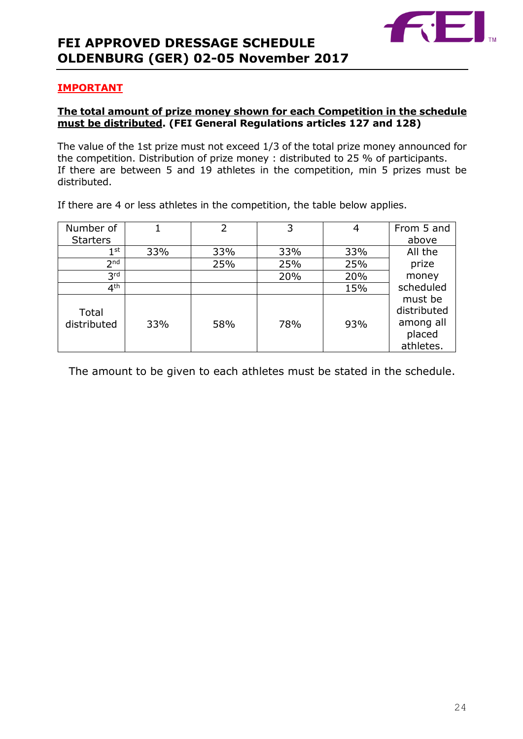**<u>IMPORTANT</u>**

**<u>The total amount of prize money shown for each Competition in the schedule must be distributed</u>. (FEI General Regulations articles 127 and 128)**

The value of the 1st prize must not exceed 1/3 of the total prize money announced for the competition. Distribution of prize money : distributed to 25 % of participants.
If there are between 5 and 19 athletes in the competition, min 5 prizes must be distributed.

If there are 4 or less athletes in the competition, the table below applies.

| Number of Starters | 1 | 2 | 3 | 4 | From 5 and above |
|---|---|---|---|---|---|
| 1st | 33% | 33% | 33% | 33% | All the prize money scheduled must be distributed among all placed athletes. |
| 2nd | | 25% | 25% | 25% | |
| 3rd | | | 20% | 20% | |
| 4th | | | | 15% | |
| Total distributed | 33% | 58% | 78% | 93% | |

The amount to be given to each athletes must be stated in the schedule.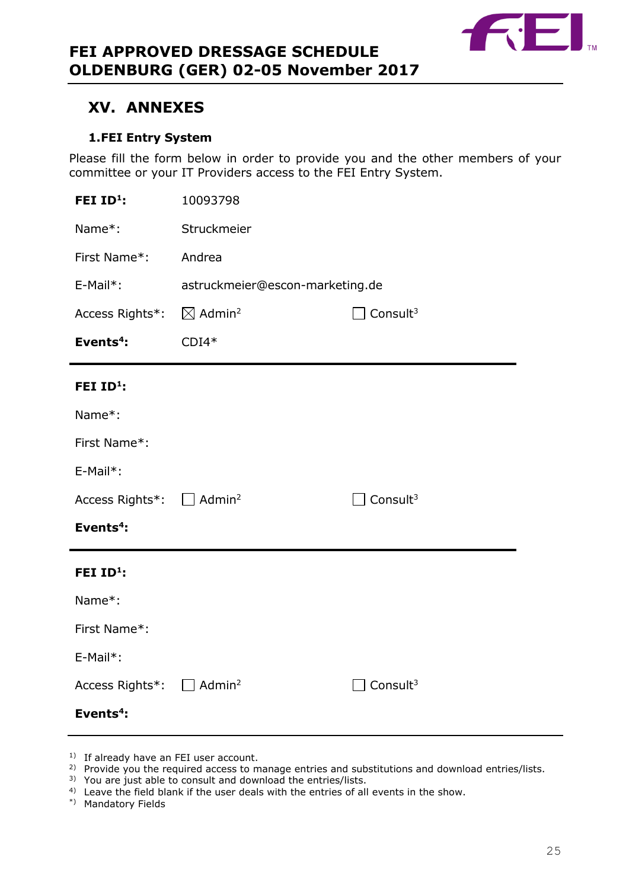## XV. ANNEXES

### 1. FEI Entry System

Please fill the form below in order to provide you and the other members of your committee or your IT Providers access to the FEI Entry System.

| | | |
|---|---|---|
| **FEI ID[1]:** | 10093798 | |
| Name*: | Struckmeier | |
| First Name*: | Andrea | |
| E-Mail*: | astruckmeier@escon-marketing.de | |
| Access Rights*: | ☒ Admin[2] | ☐ Consult[3] |
| **Events[4]:** | CDI4* | |

| | | |
|---|---|---|
| **FEI ID[1]:** | | |
| Name*: | | |
| First Name*: | | |
| E-Mail*: | | |
| Access Rights*: | ☐ Admin[2] | ☐ Consult[3] |
| **Events[4]:** | | |

| | | |
|---|---|---|
| **FEI ID[1]:** | | |
| Name*: | | |
| First Name*: | | |
| E-Mail*: | | |
| Access Rights*: | ☐ Admin[2] | ☐ Consult[3] |
| **Events[4]:** | | |

[1)] If already have an FEI user account.
[2)] Provide you the required access to manage entries and substitutions and download entries/lists.
[3)] You are just able to consult and download the entries/lists.
[4)] Leave the field blank if the user deals with the entries of all events in the show.
[*)] Mandatory Fields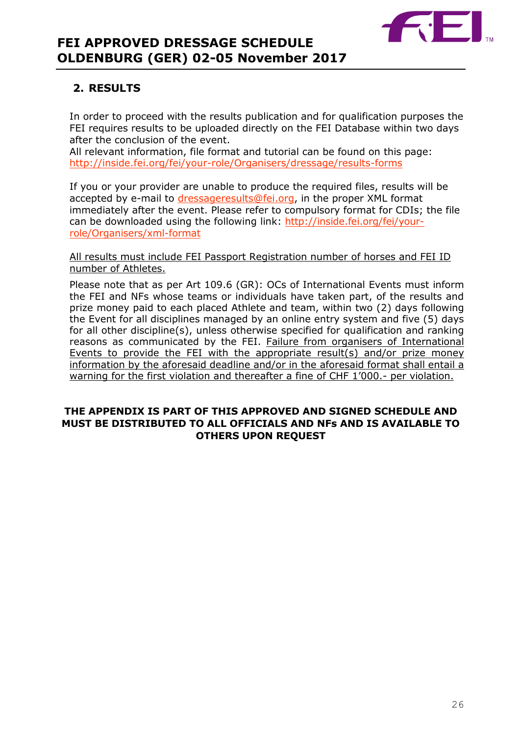## 2. RESULTS

In order to proceed with the results publication and for qualification purposes the FEI requires results to be uploaded directly on the FEI Database within two days after the conclusion of the event.
All relevant information, file format and tutorial can be found on this page:
http://inside.fei.org/fei/your-role/Organisers/dressage/results-forms

If you or your provider are unable to produce the required files, results will be accepted by e-mail to dressageresults@fei.org, in the proper XML format immediately after the event. Please refer to compulsory format for CDIs; the file can be downloaded using the following link: http://inside.fei.org/fei/your-role/Organisers/xml-format

All results must include FEI Passport Registration number of horses and FEI ID number of Athletes.

Please note that as per Art 109.6 (GR): OCs of International Events must inform the FEI and NFs whose teams or individuals have taken part, of the results and prize money paid to each placed Athlete and team, within two (2) days following the Event for all disciplines managed by an online entry system and five (5) days for all other discipline(s), unless otherwise specified for qualification and ranking reasons as communicated by the FEI. Failure from organisers of International Events to provide the FEI with the appropriate result(s) and/or prize money information by the aforesaid deadline and/or in the aforesaid format shall entail a warning for the first violation and thereafter a fine of CHF 1'000.- per violation.

**THE APPENDIX IS PART OF THIS APPROVED AND SIGNED SCHEDULE AND MUST BE DISTRIBUTED TO ALL OFFICIALS AND NFs AND IS AVAILABLE TO OTHERS UPON REQUEST**